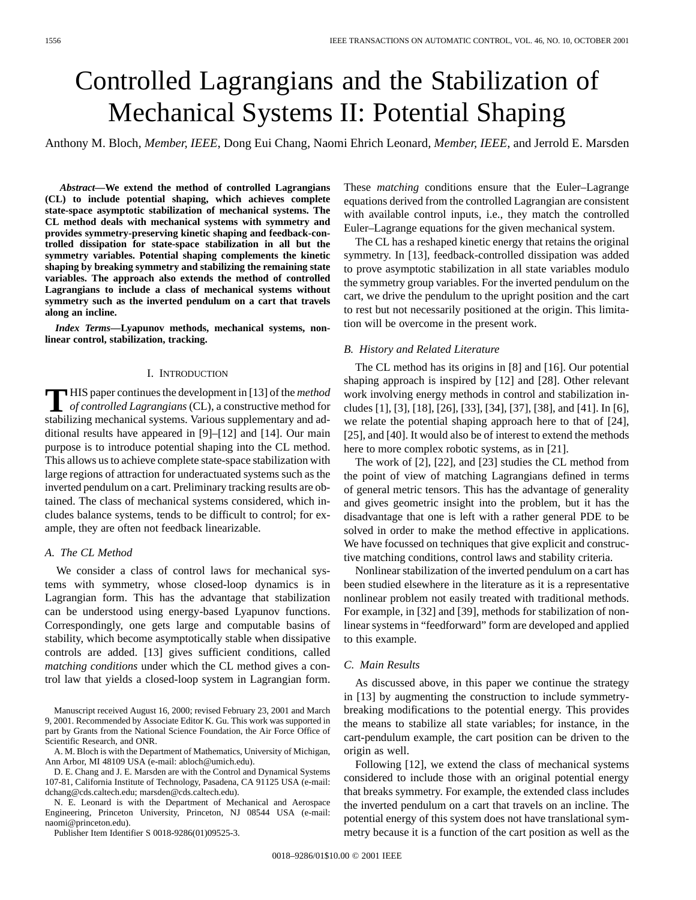# Controlled Lagrangians and the Stabilization of Mechanical Systems II: Potential Shaping

Anthony M. Bloch, *Member, IEEE*, Dong Eui Chang, Naomi Ehrich Leonard, *Member, IEEE*, and Jerrold E. Marsden

***Abstract*—We extend the method of controlled Lagrangians (CL) to include potential shaping, which achieves complete state-space asymptotic stabilization of mechanical systems. The CL method deals with mechanical systems with symmetry and provides symmetry-preserving kinetic shaping and feedback-controlled dissipation for state-space stabilization in all but the symmetry variables. Potential shaping complements the kinetic shaping by breaking symmetry and stabilizing the remaining state variables. The approach also extends the method of controlled Lagrangians to include a class of mechanical systems without symmetry such as the inverted pendulum on a cart that travels along an incline.**

***Index Terms*—Lyapunov methods, mechanical systems, nonlinear control, stabilization, tracking.**

## I. Introduction

This paper continues the development in [13] of the *method of controlled Lagrangians* (CL), a constructive method for stabilizing mechanical systems. Various supplementary and additional results have appeared in [9]–[12] and [14]. Our main purpose is to introduce potential shaping into the CL method. This allows us to achieve complete state-space stabilization with large regions of attraction for underactuated systems such as the inverted pendulum on a cart. Preliminary tracking results are obtained. The class of mechanical systems considered, which includes balance systems, tends to be difficult to control; for example, they are often not feedback linearizable.

### A. The CL Method

We consider a class of control laws for mechanical systems with symmetry, whose closed-loop dynamics is in Lagrangian form. This has the advantage that stabilization can be understood using energy-based Lyapunov functions. Correspondingly, one gets large and computable basins of stability, which become asymptotically stable when dissipative controls are added. [13] gives sufficient conditions, called *matching conditions* under which the CL method gives a control law that yields a closed-loop system in Lagrangian form. These *matching* conditions ensure that the Euler–Lagrange equations derived from the controlled Lagrangian are consistent with available control inputs, i.e., they match the controlled Euler–Lagrange equations for the given mechanical system.

The CL has a reshaped kinetic energy that retains the original symmetry. In [13], feedback-controlled dissipation was added to prove asymptotic stabilization in all state variables modulo the symmetry group variables. For the inverted pendulum on the cart, we drive the pendulum to the upright position and the cart to rest but not necessarily positioned at the origin. This limitation will be overcome in the present work.

### B. History and Related Literature

The CL method has its origins in [8] and [16]. Our potential shaping approach is inspired by [12] and [28]. Other relevant work involving energy methods in control and stabilization includes [1], [3], [18], [26], [33], [34], [37], [38], and [41]. In [6], we relate the potential shaping approach here to that of [24], [25], and [40]. It would also be of interest to extend the methods here to more complex robotic systems, as in [21].

The work of [2], [22], and [23] studies the CL method from the point of view of matching Lagrangians defined in terms of general metric tensors. This has the advantage of generality and gives geometric insight into the problem, but it has the disadvantage that one is left with a rather general PDE to be solved in order to make the method effective in applications. We have focussed on techniques that give explicit and constructive matching conditions, control laws and stability criteria.

Nonlinear stabilization of the inverted pendulum on a cart has been studied elsewhere in the literature as it is a representative nonlinear problem not easily treated with traditional methods. For example, in [32] and [39], methods for stabilization of nonlinear systems in "feedforward" form are developed and applied to this example.

### C. Main Results

As discussed above, in this paper we continue the strategy in [13] by augmenting the construction to include symmetry-breaking modifications to the potential energy. This provides the means to stabilize all state variables; for instance, in the cart-pendulum example, the cart position can be driven to the origin as well.

Following [12], we extend the class of mechanical systems considered to include those with an original potential energy that breaks symmetry. For example, the extended class includes the inverted pendulum on a cart that travels on an incline. The potential energy of this system does not have translational symmetry because it is a function of the cart position as well as the

---

Manuscript received August 16, 2000; revised February 23, 2001 and March 9, 2001. Recommended by Associate Editor K. Gu. This work was supported in part by Grants from the National Science Foundation, the Air Force Office of Scientific Research, and ONR.

A. M. Bloch is with the Department of Mathematics, University of Michigan, Ann Arbor, MI 48109 USA (e-mail: abloch@umich.edu).

D. E. Chang and J. E. Marsden are with the Control and Dynamical Systems 107-81, California Institute of Technology, Pasadena, CA 91125 USA (e-mail: dchang@cds.caltech.edu; marsden@cds.caltech.edu).

N. E. Leonard is with the Department of Mechanical and Aerospace Engineering, Princeton University, Princeton, NJ 08544 USA (e-mail: naomi@princeton.edu).

Publisher Item Identifier S 0018-9286(01)09525-3.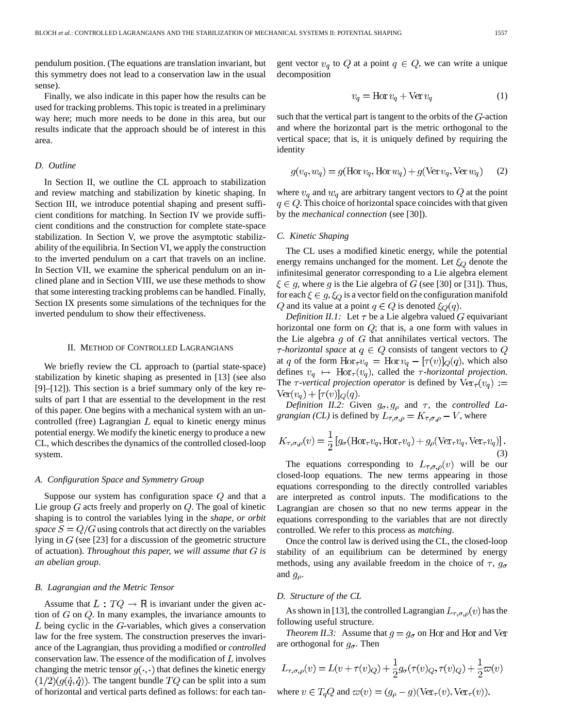pendulum position. (The equations are translation invariant, but this symmetry does not lead to a conservation law in the usual sense).

Finally, we also indicate in this paper how the results can be used for tracking problems. This topic is treated in a preliminary way here; much more needs to be done in this area, but our results indicate that the approach should be of interest in this area.

### D. Outline

In Section II, we outline the CL approach to stabilization and review matching and stabilization by kinetic shaping. In Section III, we introduce potential shaping and present sufficient conditions for matching. In Section IV we provide sufficient conditions and the construction for complete state-space stabilization. In Section V, we prove the asymptotic stabilizability of the equilibria. In Section VI, we apply the construction to the inverted pendulum on a cart that travels on an incline. In Section VII, we examine the spherical pendulum on an inclined plane and in Section VIII, we use these methods to show that some interesting tracking problems can be handled. Finally, Section IX presents some simulations of the techniques for the inverted pendulum to show their effectiveness.

## II. Method of Controlled Lagrangians

We briefly review the CL approach to (partial state-space) stabilization by kinetic shaping as presented in [13] (see also [9]–[12]). This section is a brief summary only of the key results of part I that are essential to the development in the rest of this paper. One begins with a mechanical system with an uncontrolled (free) Lagrangian $L$ equal to kinetic energy minus potential energy. We modify the kinetic energy to produce a new CL, which describes the dynamics of the controlled closed-loop system.

### A. Configuration Space and Symmetry Group

Suppose our system has configuration space $Q$ and that a Lie group $G$ acts freely and properly on $Q$. The goal of kinetic shaping is to control the variables lying in the *shape, or orbit space* $S = Q/G$ using controls that act directly on the variables lying in $G$ (see [23] for a discussion of the geometric structure of actuation). *Throughout this paper, we will assume that $G$ is an abelian group.*

### B. Lagrangian and the Metric Tensor

Assume that $L : TQ \to \mathbb{R}$ is invariant under the given action of $G$ on $Q$. In many examples, the invariance amounts to $L$ being cyclic in the $G$-variables, which gives a conservation law for the free system. The construction preserves the invariance of the Lagrangian, thus providing a modified or *controlled* conservation law. The essence of the modification of $L$ involves changing the metric tensor $g(\cdot,\cdot)$ that defines the kinetic energy $(1/2)(g(\dot{q},\dot{q}))$. The tangent bundle $TQ$ can be split into a sum of horizontal and vertical parts defined as follows: for each tangent vector $v_q$ to $Q$ at a point $q \in Q$, we can write a unique decomposition

$$v_q = \operatorname{Hor} v_q + \operatorname{Ver} v_q \tag{1}$$

such that the vertical part is tangent to the orbits of the $G$-action and where the horizontal part is the metric orthogonal to the vertical space; that is, it is uniquely defined by requiring the identity

$$g(v_q, w_q) = g(\operatorname{Hor} v_q, \operatorname{Hor} w_q) + g(\operatorname{Ver} v_q, \operatorname{Ver} w_q) \tag{2}$$

where $v_q$ and $w_q$ are arbitrary tangent vectors to $Q$ at the point $q \in Q$. This choice of horizontal space coincides with that given by the *mechanical connection* (see [30]).

### C. Kinetic Shaping

The CL uses a modified kinetic energy, while the potential energy remains unchanged for the moment. Let $\xi_Q$ denote the infinitesimal generator corresponding to a Lie algebra element $\xi \in g$, where $g$ is the Lie algebra of $G$ (see [30] or [31]). Thus, for each $\xi \in g, \xi_Q$ is a vector field on the configuration manifold $Q$ and its value at a point $q \in Q$ is denoted $\xi_Q(q)$.

*Definition II.1:* Let $\tau$ be a Lie algebra valued $G$ equivariant horizontal one form on $Q$; that is, a one form with values in the Lie algebra $g$ of $G$ that annihilates vertical vectors. The *$\tau$-horizontal space* at $q \in Q$ consists of tangent vectors to $Q$ at $q$ of the form $\operatorname{Hor}_\tau v_q = \operatorname{Hor} v_q - [\tau(v)]_Q(q)$, which also defines $v_q \mapsto \operatorname{Hor}_\tau(v_q)$, called the *$\tau$-horizontal projection*. The *$\tau$-vertical projection operator* is defined by $\operatorname{Ver}_\tau(v_q) := \operatorname{Ver}(v_q) + [\tau(v)]_Q(q)$.

*Definition II.2:* Given $g_\sigma, g_\rho$ and $\tau$, the *controlled Lagrangian (CL)* is defined by $L_{\tau,\sigma,\rho} = K_{\tau,\sigma,\rho} - V$, where

$$K_{\tau,\sigma,\rho}(v) = \frac{1}{2}\left[g_\sigma(\operatorname{Hor}_\tau v_q, \operatorname{Hor}_\tau v_q) + g_\rho(\operatorname{Ver}_\tau v_q, \operatorname{Ver}_\tau v_q)\right]. \tag{3}$$

The equations corresponding to $L_{\tau,\sigma,\rho}(v)$ will be our closed-loop equations. The new terms appearing in those equations corresponding to the directly controlled variables are interpreted as control inputs. The modifications to the Lagrangian are chosen so that no new terms appear in the equations corresponding to the variables that are not directly controlled. We refer to this process as *matching*.

Once the control law is derived using the CL, the closed-loop stability of an equilibrium can be determined by energy methods, using any available freedom in the choice of $\tau$, $g_\sigma$ and $g_\rho$.

### D. Structure of the CL

As shown in [13], the controlled Lagrangian $L_{\tau,\sigma,\rho}(v)$ has the following useful structure.

*Theorem II.3:* Assume that $g = g_\sigma$ on $\operatorname{Hor}$ and $\operatorname{Hor}$ and $\operatorname{Ver}$ are orthogonal for $g_\sigma$. Then

$$L_{\tau,\sigma,\rho}(v) = L(v + \tau(v)_Q) + \frac{1}{2}g_\sigma(\tau(v)_Q, \tau(v)_Q) + \frac{1}{2}\varpi(v)$$

where $v \in T_qQ$ and $\varpi(v) = (g_\rho - g)(\operatorname{Ver}_\tau(v), \operatorname{Ver}_\tau(v))$.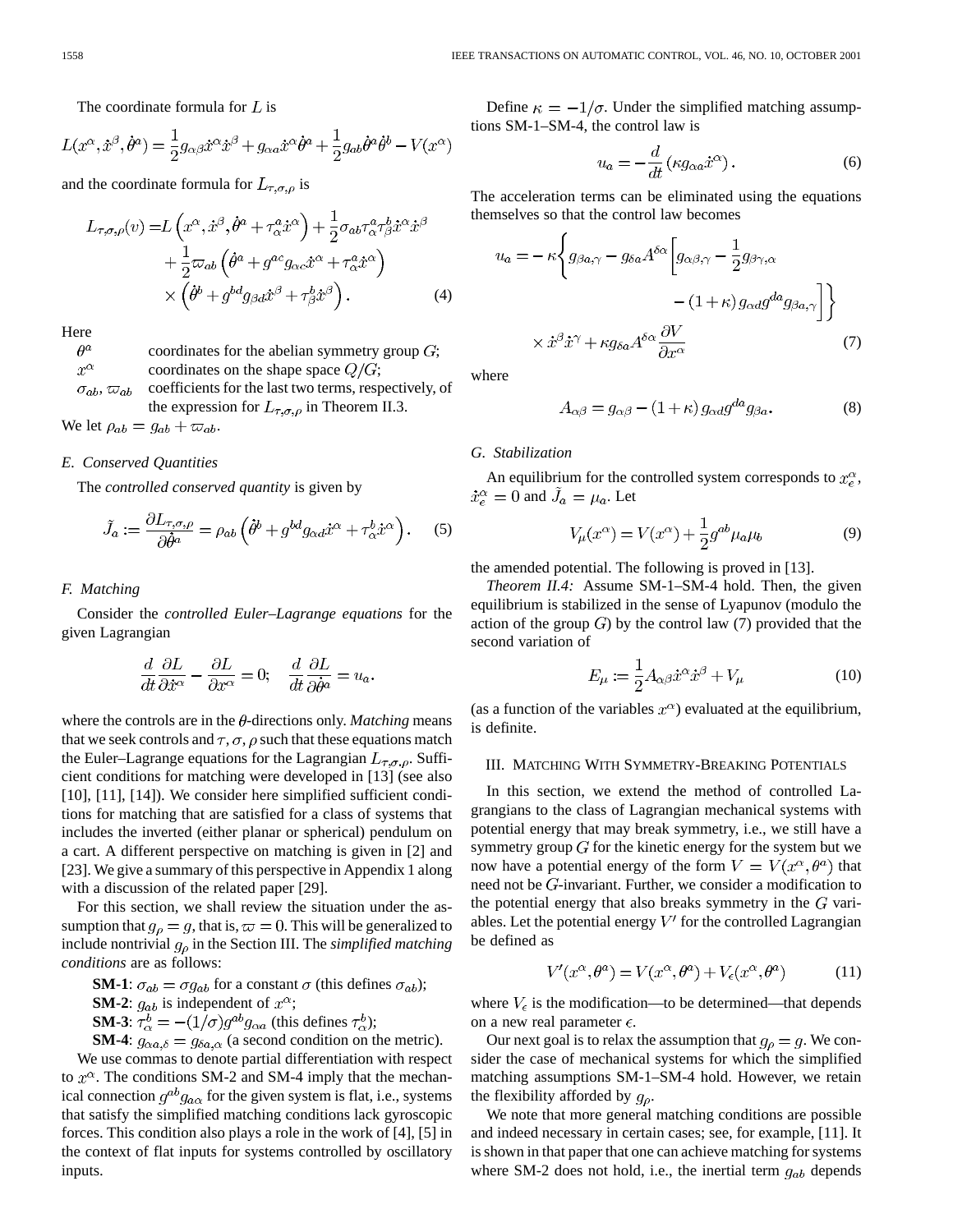The coordinate formula for $L$ is

$$L(x^\alpha, \dot{x}^\beta, \dot{\theta}^a) = \frac{1}{2} g_{\alpha\beta} \dot{x}^\alpha \dot{x}^\beta + g_{\alpha a} \dot{x}^\alpha \dot{\theta}^a + \frac{1}{2} g_{ab} \dot{\theta}^a \dot{\theta}^b - V(x^\alpha)$$

and the coordinate formula for $L_{\tau,\sigma,\rho}$ is

$$\begin{aligned} L_{\tau,\sigma,\rho}(v) =& L\left(x^\alpha, \dot{x}^\beta, \dot{\theta}^a + \tau^a_\alpha \dot{x}^\alpha\right) + \frac{1}{2}\sigma_{ab}\tau^a_\alpha \tau^b_\beta \dot{x}^\alpha \dot{x}^\beta \\ &+ \frac{1}{2}\varpi_{ab}\left(\dot{\theta}^a + g^{ac} g_{\alpha c}\dot{x}^\alpha + \tau^a_\alpha \dot{x}^\alpha\right) \\ &\times \left(\dot{\theta}^b + g^{bd} g_{\beta d}\dot{x}^\beta + \tau^b_\beta \dot{x}^\beta\right). \end{aligned} \tag{4}$$

Here

- $\theta^a$ coordinates for the abelian symmetry group $G$;
- $x^\alpha$ coordinates on the shape space $Q/G$;
- $\sigma_{ab}, \varpi_{ab}$ coefficients for the last two terms, respectively, of the expression for $L_{\tau,\sigma,\rho}$ in Theorem II.3.

We let $\rho_{ab} = g_{ab} + \varpi_{ab}$.

### E. Conserved Quantities

The *controlled conserved quantity* is given by

$$\tilde{J}_a := \frac{\partial L_{\tau,\sigma,\rho}}{\partial \dot{\theta}^a} = \rho_{ab}\left(\dot{\theta}^b + g^{bd} g_{\alpha d}\dot{x}^\alpha + \tau^b_\alpha \dot{x}^\alpha\right). \tag{5}$$

### F. Matching

Consider the *controlled Euler–Lagrange equations* for the given Lagrangian

$$\frac{d}{dt}\frac{\partial L}{\partial \dot{x}^\alpha} - \frac{\partial L}{\partial x^\alpha} = 0; \quad \frac{d}{dt}\frac{\partial L}{\partial \dot{\theta}^a} = u_a.$$

where the controls are in the $\theta$-directions only. *Matching* means that we seek controls and $\tau, \sigma, \rho$ such that these equations match the Euler–Lagrange equations for the Lagrangian $L_{\tau,\sigma,\rho}$. Sufficient conditions for matching were developed in [13] (see also [10], [11], [14]). We consider here simplified sufficient conditions for matching that are satisfied for a class of systems that includes the inverted (either planar or spherical) pendulum on a cart. A different perspective on matching is given in [2] and [23]. We give a summary of this perspective in Appendix 1 along with a discussion of the related paper [29].

For this section, we shall review the situation under the assumption that $g_\rho = g$, that is, $\varpi = 0$. This will be generalized to include nontrivial $g_\rho$ in the Section III. The *simplified matching conditions* are as follows:

**SM-1**: $\sigma_{ab} = \sigma g_{ab}$ for a constant $\sigma$ (this defines $\sigma_{ab}$);
**SM-2**: $g_{ab}$ is independent of $x^\alpha$;
**SM-3**: $\tau^b_\alpha = -(1/\sigma) g^{ab} g_{\alpha a}$ (this defines $\tau^b_\alpha$);
**SM-4**: $g_{\alpha a,\delta} = g_{\delta a,\alpha}$ (a second condition on the metric).

We use commas to denote partial differentiation with respect to $x^\alpha$. The conditions SM-2 and SM-4 imply that the mechanical connection $g^{ab} g_{a\alpha}$ for the given system is flat, i.e., systems that satisfy the simplified matching conditions lack gyroscopic forces. This condition also plays a role in the work of [4], [5] in the context of flat inputs for systems controlled by oscillatory inputs.

Define $\kappa = -1/\sigma$. Under the simplified matching assumptions SM-1–SM-4, the control law is

$$u_a = -\frac{d}{dt}\left(\kappa g_{\alpha a}\dot{x}^\alpha\right). \tag{6}$$

The acceleration terms can be eliminated using the equations themselves so that the control law becomes

$$\begin{aligned} u_a = -\kappa \Bigg\{ g_{\beta a,\gamma} - g_{\delta a} A^{\delta\alpha}\Bigg[ g_{\alpha\beta,\gamma} - \frac{1}{2} g_{\beta\gamma,\alpha} \\ - (1+\kappa) g_{\alpha d} g^{da} g_{\beta a,\gamma}\Bigg]\Bigg\} \\ \times \dot{x}^\beta \dot{x}^\gamma + \kappa g_{\delta a} A^{\delta\alpha}\frac{\partial V}{\partial x^\alpha} \end{aligned} \tag{7}$$

where

$$A_{\alpha\beta} = g_{\alpha\beta} - (1+\kappa) g_{\alpha d} g^{da} g_{\beta a}. \tag{8}$$

### G. Stabilization

An equilibrium for the controlled system corresponds to $x_e^\alpha$, $\dot{x}_e^\alpha = 0$ and $\tilde{J}_a = \mu_a$. Let

$$V_\mu(x^\alpha) = V(x^\alpha) + \frac{1}{2} g^{ab}\mu_a \mu_b \tag{9}$$

the amended potential. The following is proved in [13].

*Theorem II.4:* Assume SM-1–SM-4 hold. Then, the given equilibrium is stabilized in the sense of Lyapunov (modulo the action of the group $G$) by the control law (7) provided that the second variation of

$$E_\mu := \frac{1}{2} A_{\alpha\beta}\dot{x}^\alpha \dot{x}^\beta + V_\mu \tag{10}$$

(as a function of the variables $x^\alpha$) evaluated at the equilibrium, is definite.

## III. Matching With Symmetry-Breaking Potentials

In this section, we extend the method of controlled Lagrangians to the class of Lagrangian mechanical systems with potential energy that may break symmetry, i.e., we still have a symmetry group $G$ for the kinetic energy for the system but we now have a potential energy of the form $V = V(x^\alpha, \theta^a)$ that need not be $G$-invariant. Further, we consider a modification to the potential energy that also breaks symmetry in the $G$ variables. Let the potential energy $V'$ for the controlled Lagrangian be defined as

$$V'(x^\alpha, \theta^a) = V(x^\alpha, \theta^a) + V_\epsilon(x^\alpha, \theta^a) \tag{11}$$

where $V_\epsilon$ is the modification—to be determined—that depends on a new real parameter $\epsilon$.

Our next goal is to relax the assumption that $g_\rho = g$. We consider the case of mechanical systems for which the simplified matching assumptions SM-1–SM-4 hold. However, we retain the flexibility afforded by $g_\rho$.

We note that more general matching conditions are possible and indeed necessary in certain cases; see, for example, [11]. It is shown in that paper that one can achieve matching for systems where SM-2 does not hold, i.e., the inertial term $g_{ab}$ depends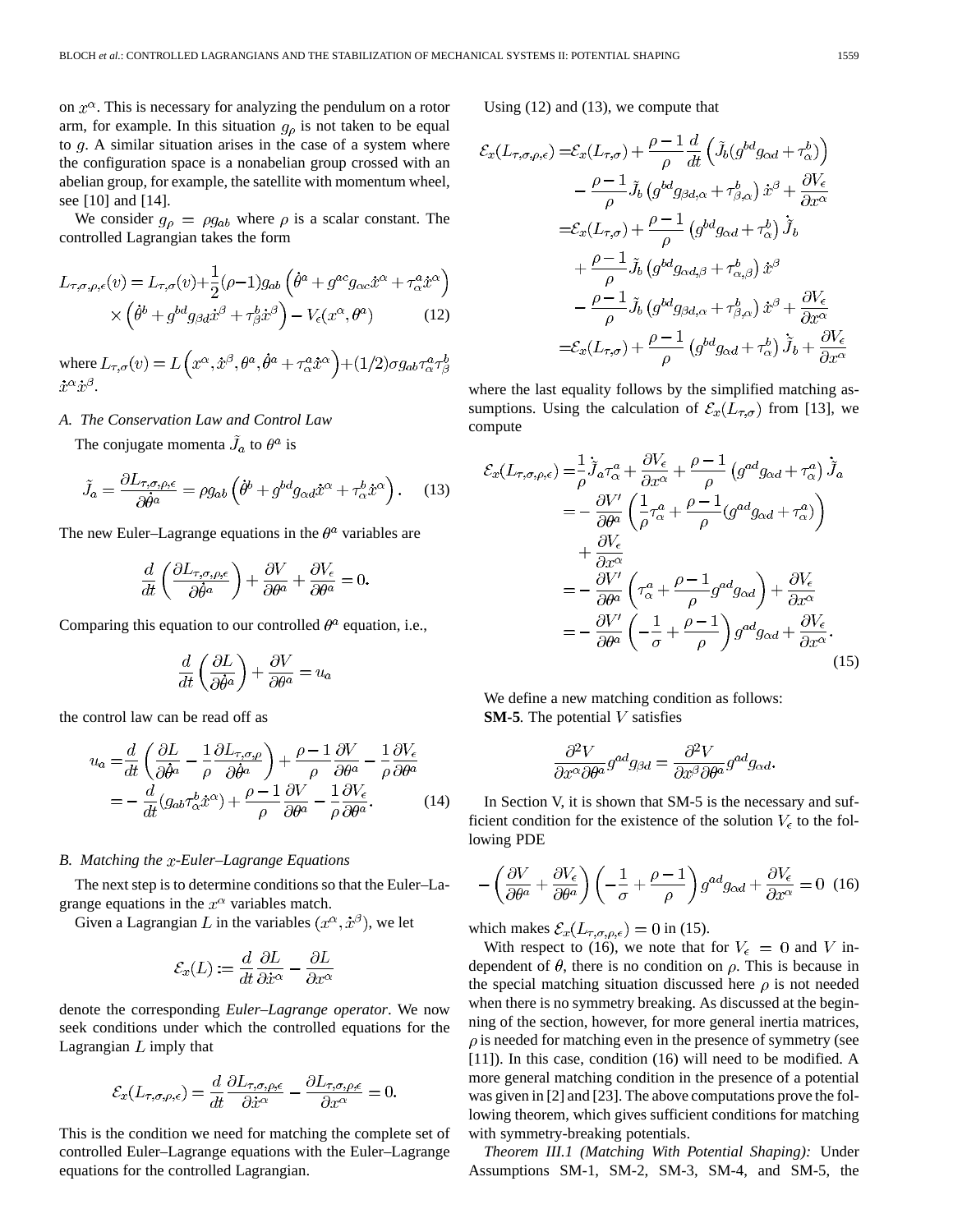on $x^\alpha$. This is necessary for analyzing the pendulum on a rotor arm, for example. In this situation $g_\rho$ is not taken to be equal to $g$. A similar situation arises in the case of a system where the configuration space is a nonabelian group crossed with an abelian group, for example, the satellite with momentum wheel, see [10] and [14].

We consider $g_\rho = \rho g_{ab}$ where $\rho$ is a scalar constant. The controlled Lagrangian takes the form

$$L_{\tau,\sigma,\rho,\epsilon}(v) = L_{\tau,\sigma}(v) + \frac{1}{2}(\rho-1)g_{ab}\left(\dot{\theta}^a + g^{ac}g_{\alpha c}\dot{x}^\alpha + \tau^a_\alpha \dot{x}^\alpha\right) \times \left(\dot{\theta}^b + g^{bd}g_{\beta d}\dot{x}^\beta + \tau^b_\beta \dot{x}^\beta\right) - V_\epsilon(x^\alpha, \theta^a) \tag{12}$$

where $L_{\tau,\sigma}(v) = L\left(x^\alpha, \dot{x}^\beta, \theta^a, \dot{\theta}^a + \tau^a_\alpha \dot{x}^\alpha\right) + (1/2)\sigma g_{ab}\tau^a_\alpha \tau^b_\beta \dot{x}^\alpha \dot{x}^\beta$.

### A. The Conservation Law and Control Law

The conjugate momenta $\tilde{J}_a$ to $\theta^a$ is

$$\tilde{J}_a = \frac{\partial L_{\tau,\sigma,\rho,\epsilon}}{\partial \dot{\theta}^a} = \rho g_{ab}\left(\dot{\theta}^b + g^{bd}g_{\alpha d}\dot{x}^\alpha + \tau^b_\alpha \dot{x}^\alpha\right). \tag{13}$$

The new Euler–Lagrange equations in the $\theta^a$ variables are

$$\frac{d}{dt}\left(\frac{\partial L_{\tau,\sigma,\rho,\epsilon}}{\partial \dot{\theta}^a}\right) + \frac{\partial V}{\partial \theta^a} + \frac{\partial V_\epsilon}{\partial \theta^a} = 0.$$

Comparing this equation to our controlled $\theta^a$ equation, i.e.,

$$\frac{d}{dt}\left(\frac{\partial L}{\partial \dot{\theta}^a}\right) + \frac{\partial V}{\partial \theta^a} = u_a$$

the control law can be read off as

$$\begin{aligned} u_a &= \frac{d}{dt}\left(\frac{\partial L}{\partial \dot{\theta}^a} - \frac{1}{\rho}\frac{\partial L_{\tau,\sigma,\rho}}{\partial \dot{\theta}^a}\right) + \frac{\rho-1}{\rho}\frac{\partial V}{\partial \theta^a} - \frac{1}{\rho}\frac{\partial V_\epsilon}{\partial \theta^a} \\ &= -\frac{d}{dt}(g_{ab}\tau^b_\alpha \dot{x}^\alpha) + \frac{\rho-1}{\rho}\frac{\partial V}{\partial \theta^a} - \frac{1}{\rho}\frac{\partial V_\epsilon}{\partial \theta^a}. \end{aligned} \tag{14}$$

### B. Matching the $x$-Euler–Lagrange Equations

The next step is to determine conditions so that the Euler–Lagrange equations in the $x^\alpha$ variables match.

Given a Lagrangian $L$ in the variables $(x^\alpha, \dot{x}^\beta)$, we let

$$\mathcal{E}_x(L) := \frac{d}{dt}\frac{\partial L}{\partial \dot{x}^\alpha} - \frac{\partial L}{\partial x^\alpha}$$

denote the corresponding *Euler–Lagrange operator*. We now seek conditions under which the controlled equations for the Lagrangian $L$ imply that

$$\mathcal{E}_x(L_{\tau,\sigma,\rho,\epsilon}) = \frac{d}{dt}\frac{\partial L_{\tau,\sigma,\rho,\epsilon}}{\partial \dot{x}^\alpha} - \frac{\partial L_{\tau,\sigma,\rho,\epsilon}}{\partial x^\alpha} = 0.$$

This is the condition we need for matching the complete set of controlled Euler–Lagrange equations with the Euler–Lagrange equations for the controlled Lagrangian.

Using (12) and (13), we compute that

$$\begin{aligned} \mathcal{E}_x(L_{\tau,\sigma,\rho,\epsilon}) =& \mathcal{E}_x(L_{\tau,\sigma}) + \frac{\rho-1}{\rho}\frac{d}{dt}\left(\tilde{J}_b(g^{bd}g_{\alpha d} + \tau^b_\alpha)\right) \\ &- \frac{\rho-1}{\rho}\tilde{J}_b\left(g^{bd}g_{\beta d,\alpha} + \tau^b_{\beta,\alpha}\right)\dot{x}^\beta + \frac{\partial V_\epsilon}{\partial x^\alpha} \\ =& \mathcal{E}_x(L_{\tau,\sigma}) + \frac{\rho-1}{\rho}\left(g^{bd}g_{\alpha d} + \tau^b_\alpha\right)\dot{\tilde{J}}_b \\ &+ \frac{\rho-1}{\rho}\tilde{J}_b\left(g^{bd}g_{\alpha d,\beta} + \tau^b_{\alpha,\beta}\right)\dot{x}^\beta \\ &- \frac{\rho-1}{\rho}\tilde{J}_b\left(g^{bd}g_{\beta d,\alpha} + \tau^b_{\beta,\alpha}\right)\dot{x}^\beta + \frac{\partial V_\epsilon}{\partial x^\alpha} \\ =& \mathcal{E}_x(L_{\tau,\sigma}) + \frac{\rho-1}{\rho}\left(g^{bd}g_{\alpha d} + \tau^b_\alpha\right)\dot{\tilde{J}}_b + \frac{\partial V_\epsilon}{\partial x^\alpha} \end{aligned}$$

where the last equality follows by the simplified matching assumptions. Using the calculation of $\mathcal{E}_x(L_{\tau,\sigma})$ from [13], we compute

$$\begin{aligned} \mathcal{E}_x(L_{\tau,\sigma,\rho,\epsilon}) =& \frac{1}{\rho}\dot{\tilde{J}}_a\tau^a_\alpha + \frac{\partial V_\epsilon}{\partial x^\alpha} + \frac{\rho-1}{\rho}\left(g^{ad}g_{\alpha d} + \tau^a_\alpha\right)\dot{\tilde{J}}_a \\ =& -\frac{\partial V'}{\partial \theta^a}\left(\frac{1}{\rho}\tau^a_\alpha + \frac{\rho-1}{\rho}(g^{ad}g_{\alpha d} + \tau^a_\alpha)\right) \\ &+ \frac{\partial V_\epsilon}{\partial x^\alpha} \\ =& -\frac{\partial V'}{\partial \theta^a}\left(\tau^a_\alpha + \frac{\rho-1}{\rho}g^{ad}g_{\alpha d}\right) + \frac{\partial V_\epsilon}{\partial x^\alpha} \\ =& -\frac{\partial V'}{\partial \theta^a}\left(-\frac{1}{\sigma} + \frac{\rho-1}{\rho}\right)g^{ad}g_{\alpha d} + \frac{\partial V_\epsilon}{\partial x^\alpha}. \end{aligned} \tag{15}$$

We define a new matching condition as follows:
**SM-5**. The potential $V$ satisfies

$$\frac{\partial^2 V}{\partial x^\alpha \partial \theta^a}g^{ad}g_{\beta d} = \frac{\partial^2 V}{\partial x^\beta \partial \theta^a}g^{ad}g_{\alpha d}.$$

In Section V, it is shown that SM-5 is the necessary and sufficient condition for the existence of the solution $V_\epsilon$ to the following PDE

$$-\left(\frac{\partial V}{\partial \theta^a} + \frac{\partial V_\epsilon}{\partial \theta^a}\right)\left(-\frac{1}{\sigma} + \frac{\rho-1}{\rho}\right)g^{ad}g_{\alpha d} + \frac{\partial V_\epsilon}{\partial x^\alpha} = 0 \tag{16}$$

which makes $\mathcal{E}_x(L_{\tau,\sigma,\rho,\epsilon}) = 0$ in (15).

With respect to (16), we note that for $V_\epsilon = 0$ and $V$ independent of $\theta$, there is no condition on $\rho$. This is because in the special matching situation discussed here $\rho$ is not needed when there is no symmetry breaking. As discussed at the beginning of the section, however, for more general inertia matrices, $\rho$ is needed for matching even in the presence of symmetry (see [11]). In this case, condition (16) will need to be modified. A more general matching condition in the presence of a potential was given in [2] and [23]. The above computations prove the following theorem, which gives sufficient conditions for matching with symmetry-breaking potentials.

*Theorem III.1 (Matching With Potential Shaping):* Under Assumptions SM-1, SM-2, SM-3, SM-4, and SM-5, the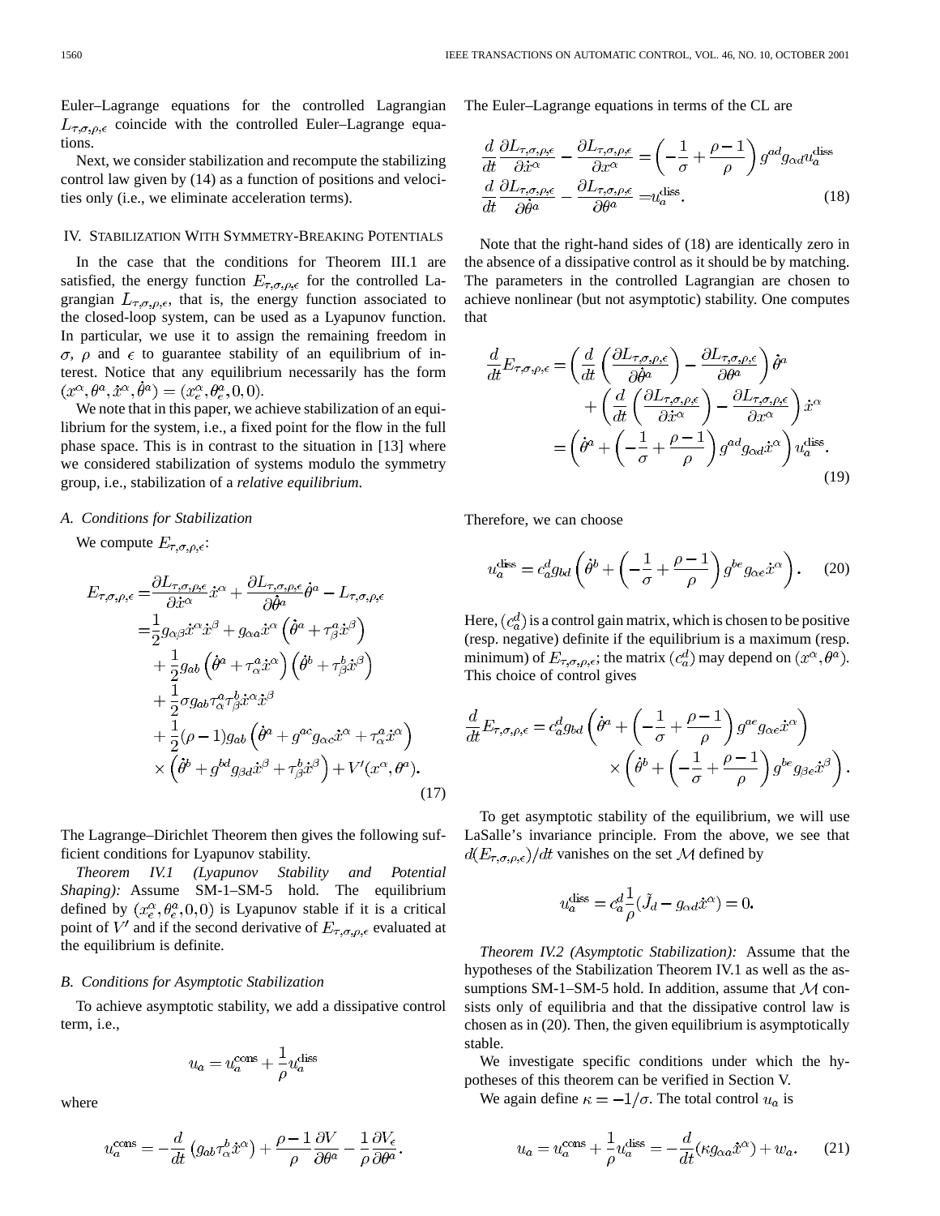Euler–Lagrange equations for the controlled Lagrangian $L_{\tau,\sigma,\rho,\epsilon}$ coincide with the controlled Euler–Lagrange equations.

Next, we consider stabilization and recompute the stabilizing control law given by (14) as a function of positions and velocities only (i.e., we eliminate acceleration terms).

## IV. Stabilization With Symmetry-Breaking Potentials

In the case that the conditions for Theorem III.1 are satisfied, the energy function $E_{\tau,\sigma,\rho,\epsilon}$ for the controlled Lagrangian $L_{\tau,\sigma,\rho,\epsilon}$, that is, the energy function associated to the closed-loop system, can be used as a Lyapunov function. In particular, we use it to assign the remaining freedom in $\sigma$, $\rho$ and $\epsilon$ to guarantee stability of an equilibrium of interest. Notice that any equilibrium necessarily has the form $(x^\alpha, \theta^a, \dot{x}^\alpha, \dot{\theta}^a) = (x_e^\alpha, \theta_e^a, 0, 0)$.

We note that in this paper, we achieve stabilization of an equilibrium for the system, i.e., a fixed point for the flow in the full phase space. This is in contrast to the situation in [13] where we considered stabilization of systems modulo the symmetry group, i.e., stabilization of a *relative equilibrium*.

### A. Conditions for Stabilization

We compute $E_{\tau,\sigma,\rho,\epsilon}$:

$$
\begin{aligned}
E_{\tau,\sigma,\rho,\epsilon} =& \frac{\partial L_{\tau,\sigma,\rho,\epsilon}}{\partial \dot{x}^\alpha}\dot{x}^\alpha + \frac{\partial L_{\tau,\sigma,\rho,\epsilon}}{\partial \dot{\theta}^a}\dot{\theta}^a - L_{\tau,\sigma,\rho,\epsilon} \\
=& \frac{1}{2}g_{\alpha\beta}\dot{x}^\alpha\dot{x}^\beta + g_{\alpha a}\dot{x}^\alpha\left(\dot{\theta}^a + \tau^a_\beta\dot{x}^\beta\right) \\
&+ \frac{1}{2}g_{ab}\left(\dot{\theta}^a + \tau^a_\alpha\dot{x}^\alpha\right)\left(\dot{\theta}^b + \tau^b_\beta\dot{x}^\beta\right) \\
&+ \frac{1}{2}\sigma g_{ab}\tau^a_\alpha\tau^b_\beta\dot{x}^\alpha\dot{x}^\beta \\
&+ \frac{1}{2}(\rho-1)g_{ab}\left(\dot{\theta}^a + g^{ac}g_{\alpha c}\dot{x}^\alpha + \tau^a_\alpha\dot{x}^\alpha\right) \\
&\times \left(\dot{\theta}^b + g^{bd}g_{\beta d}\dot{x}^\beta + \tau^b_\beta\dot{x}^\beta\right) + V'(x^\alpha, \theta^a).
\end{aligned} \tag{17}
$$

The Lagrange–Dirichlet Theorem then gives the following sufficient conditions for Lyapunov stability.

*Theorem IV.1 (Lyapunov Stability and Potential Shaping):* Assume SM-1–SM-5 hold. The equilibrium defined by $(x_e^\alpha, \theta_e^a, 0, 0)$ is Lyapunov stable if it is a critical point of $V'$ and if the second derivative of $E_{\tau,\sigma,\rho,\epsilon}$ evaluated at the equilibrium is definite.

### B. Conditions for Asymptotic Stabilization

To achieve asymptotic stability, we add a dissipative control term, i.e.,

$$
u_a = u_a^{\text{cons}} + \frac{1}{\rho}u_a^{\text{diss}}
$$

where

$$
u_a^{\text{cons}} = -\frac{d}{dt}\left(g_{ab}\tau^b_\alpha\dot{x}^\alpha\right) + \frac{\rho-1}{\rho}\frac{\partial V}{\partial \theta^a} - \frac{1}{\rho}\frac{\partial V_\epsilon}{\partial \theta^a}.
$$

The Euler–Lagrange equations in terms of the CL are

$$
\begin{aligned}
\frac{d}{dt}\frac{\partial L_{\tau,\sigma,\rho,\epsilon}}{\partial \dot{x}^\alpha} - \frac{\partial L_{\tau,\sigma,\rho,\epsilon}}{\partial x^\alpha} &= \left(-\frac{1}{\sigma} + \frac{\rho-1}{\rho}\right)g^{ad}g_{\alpha d}u_a^{\text{diss}} \\
\frac{d}{dt}\frac{\partial L_{\tau,\sigma,\rho,\epsilon}}{\partial \dot{\theta}^a} - \frac{\partial L_{\tau,\sigma,\rho,\epsilon}}{\partial \theta^a} &= u_a^{\text{diss}}.
\end{aligned} \tag{18}
$$

Note that the right-hand sides of (18) are identically zero in the absence of a dissipative control as it should be by matching. The parameters in the controlled Lagrangian are chosen to achieve nonlinear (but not asymptotic) stability. One computes that

$$
\begin{aligned}
\frac{d}{dt}E_{\tau,\sigma,\rho,\epsilon} =& \left(\frac{d}{dt}\left(\frac{\partial L_{\tau,\sigma,\rho,\epsilon}}{\partial \dot{\theta}^a}\right) - \frac{\partial L_{\tau,\sigma,\rho,\epsilon}}{\partial \theta^a}\right)\dot{\theta}^a \\
&+ \left(\frac{d}{dt}\left(\frac{\partial L_{\tau,\sigma,\rho,\epsilon}}{\partial \dot{x}^\alpha}\right) - \frac{\partial L_{\tau,\sigma,\rho,\epsilon}}{\partial x^\alpha}\right)\dot{x}^\alpha \\
=& \left(\dot{\theta}^a + \left(-\frac{1}{\sigma} + \frac{\rho-1}{\rho}\right)g^{ad}g_{\alpha d}\dot{x}^\alpha\right)u_a^{\text{diss}}.
\end{aligned} \tag{19}
$$

Therefore, we can choose

$$
u_a^{\text{diss}} = c_a^d g_{bd}\left(\dot{\theta}^b + \left(-\frac{1}{\sigma} + \frac{\rho-1}{\rho}\right)g^{be}g_{\alpha e}\dot{x}^\alpha\right). \tag{20}
$$

Here, $(c_a^d)$ is a control gain matrix, which is chosen to be positive (resp. negative) definite if the equilibrium is a maximum (resp. minimum) of $E_{\tau,\sigma,\rho,\epsilon}$; the matrix $(c_a^d)$ may depend on $(x^\alpha, \theta^a)$. This choice of control gives

$$
\begin{aligned}
\frac{d}{dt}E_{\tau,\sigma,\rho,\epsilon} = c_a^d g_{bd}&\left(\dot{\theta}^a + \left(-\frac{1}{\sigma} + \frac{\rho-1}{\rho}\right)g^{ae}g_{\alpha e}\dot{x}^\alpha\right) \\
&\times \left(\dot{\theta}^b + \left(-\frac{1}{\sigma} + \frac{\rho-1}{\rho}\right)g^{be}g_{\beta e}\dot{x}^\beta\right).
\end{aligned}
$$

To get asymptotic stability of the equilibrium, we will use LaSalle's invariance principle. From the above, we see that $d(E_{\tau,\sigma,\rho,\epsilon})/dt$ vanishes on the set $\mathcal{M}$ defined by

$$
u_a^{\text{diss}} = c_a^d\frac{1}{\rho}(\tilde{J}_d - g_{\alpha d}\dot{x}^\alpha) = 0.
$$

*Theorem IV.2 (Asymptotic Stabilization):* Assume that the hypotheses of the Stabilization Theorem IV.1 as well as the assumptions SM-1–SM-5 hold. In addition, assume that $\mathcal{M}$ consists only of equilibria and that the dissipative control law is chosen as in (20). Then, the given equilibrium is asymptotically stable.

We investigate specific conditions under which the hypotheses of this theorem can be verified in Section V.

We again define $\kappa = -1/\sigma$. The total control $u_a$ is

$$
u_a = u_a^{\text{cons}} + \frac{1}{\rho}u_a^{\text{diss}} = -\frac{d}{dt}(\kappa g_{\alpha a}\dot{x}^\alpha) + w_a. \tag{21}
$$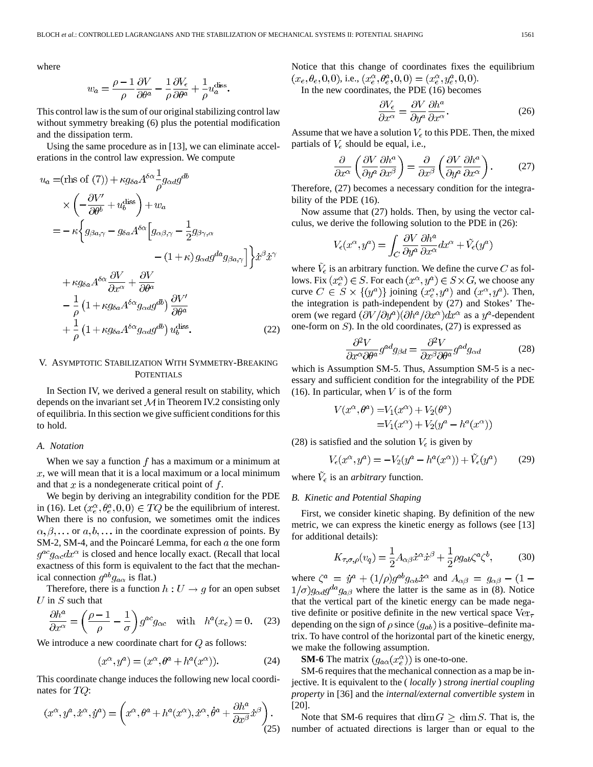where

$$w_a = \frac{\rho - 1}{\rho}\frac{\partial V}{\partial \theta^a} - \frac{1}{\rho}\frac{\partial V_\epsilon}{\partial \theta^a} + \frac{1}{\rho}u_a^{\text{diss}}.$$

This control law is the sum of our original stabilizing control law without symmetry breaking (6) plus the potential modification and the dissipation term.

Using the same procedure as in [13], we can eliminate accelerations in the control law expression. We compute

$$\begin{aligned}
u_a =& (\text{rhs of } (7)) + \kappa g_{\delta a} A^{\delta\alpha}\frac{1}{\rho}g_{\alpha d}g^{db} \\
& \times \left(-\frac{\partial V'}{\partial \theta^b} + u_b^{\text{diss}}\right) + w_a \\
=& -\kappa\Big\{g_{\beta a,\gamma} - g_{\delta a}A^{\delta\alpha}\Big[g_{\alpha\beta,\gamma} - \frac{1}{2}g_{\beta\gamma,\alpha} \\
& - (1+\kappa)\, g_{\alpha d}g^{da}g_{\beta a,\gamma}\Big]\Big\}\dot{x}^\beta\dot{x}^\gamma \\
& + \kappa g_{\delta a}A^{\delta\alpha}\frac{\partial V}{\partial x^\alpha} + \frac{\partial V}{\partial \theta^a} \\
& - \frac{1}{\rho}\left(1 + \kappa g_{\delta a}A^{\delta\alpha}g_{\alpha d}g^{db}\right)\frac{\partial V'}{\partial \theta^a} \\
& + \frac{1}{\rho}\left(1 + \kappa g_{\delta a}A^{\delta\alpha}g_{\alpha d}g^{db}\right)u_b^{\text{diss}}.
\end{aligned} \tag{22}$$

## V. Asymptotic Stabilization With Symmetry-Breaking Potentials

In Section IV, we derived a general result on stability, which depends on the invariant set $\mathcal{M}$ in Theorem IV.2 consisting only of equilibria. In this section we give sufficient conditions for this to hold.

### A. Notation

When we say a function $f$ has a maximum or a minimum at $x$, we will mean that it is a local maximum or a local minimum and that $x$ is a nondegenerate critical point of $f$.

We begin by deriving an integrability condition for the PDE in (16). Let $(x_e^\alpha, \theta_e^a, 0, 0) \in TQ$ be the equilibrium of interest. When there is no confusion, we sometimes omit the indices $\alpha, \beta, \ldots$ or $a, b, \ldots$ in the coordinate expression of points. By SM-2, SM-4, and the Poincaré Lemma, for each $a$ the one form $g^{ac}g_{\alpha c}dx^\alpha$ is closed and hence locally exact. (Recall that local exactness of this form is equivalent to the fact that the mechanical connection $g^{ab}g_{a\alpha}$ is flat.)

Therefore, there is a function $h : U \to g$ for an open subset $U$ in $S$ such that

$$\frac{\partial h^a}{\partial x^\alpha} = \left(\frac{\rho - 1}{\rho} - \frac{1}{\sigma}\right)g^{ac}g_{\alpha c} \quad \text{with} \quad h^a(x_e) = 0. \tag{23}$$

We introduce a new coordinate chart for $Q$ as follows:

$$(x^\alpha, y^a) = (x^\alpha, \theta^a + h^a(x^\alpha)). \tag{24}$$

This coordinate change induces the following new local coordinates for $TQ$:

$$(x^\alpha, y^a, \dot{x}^\alpha, \dot{y}^a) = \left(x^\alpha, \theta^a + h^a(x^\alpha), \dot{x}^\alpha, \dot{\theta}^a + \frac{\partial h^a}{\partial x^\beta}\dot{x}^\beta\right). \tag{25}$$

Notice that this change of coordinates fixes the equilibrium $(x_e, \theta_e, 0, 0)$, i.e., $(x_e^\alpha, \theta_e^a, 0, 0) = (x_e^\alpha, y_e^a, 0, 0)$.

In the new coordinates, the PDE (16) becomes

$$\frac{\partial V_\epsilon}{\partial x^\alpha} = \frac{\partial V}{\partial y^a}\frac{\partial h^a}{\partial x^\alpha}. \tag{26}$$

Assume that we have a solution $V_\epsilon$ to this PDE. Then, the mixed partials of $V_\epsilon$ should be equal, i.e.,

$$\frac{\partial}{\partial x^\alpha}\left(\frac{\partial V}{\partial y^a}\frac{\partial h^a}{\partial x^\beta}\right) = \frac{\partial}{\partial x^\beta}\left(\frac{\partial V}{\partial y^a}\frac{\partial h^a}{\partial x^\alpha}\right). \tag{27}$$

Therefore, (27) becomes a necessary condition for the integrability of the PDE (16).

Now assume that (27) holds. Then, by using the vector calculus, we derive the following solution to the PDE in (26):

$$V_\epsilon(x^\alpha, y^a) = \int_C \frac{\partial V}{\partial y^a}\frac{\partial h^a}{\partial x^\alpha}dx^\alpha + \tilde{V}_\epsilon(y^a)$$

where $\tilde{V}_\epsilon$ is an arbitrary function. We define the curve $C$ as follows. Fix $(x_e^\alpha) \in S$. For each $(x^\alpha, y^a) \in S \times G$, we choose any curve $C \in S \times \{(y^a)\}$ joining $(x_e^\alpha, y^a)$ and $(x^\alpha, y^a)$. Then, the integration is path-independent by (27) and Stokes' Theorem (we regard $(\partial V/\partial y^a)(\partial h^a/\partial x^\alpha)dx^\alpha$ as a $y^a$-dependent one-form on $S$). In the old coordinates, (27) is expressed as

$$\frac{\partial^2 V}{\partial x^\alpha \partial \theta^a}g^{ad}g_{\beta d} = \frac{\partial^2 V}{\partial x^\beta \partial \theta^a}g^{ad}g_{\alpha d} \tag{28}$$

which is Assumption SM-5. Thus, Assumption SM-5 is a necessary and sufficient condition for the integrability of the PDE (16). In particular, when $V$ is of the form

$$\begin{aligned}
V(x^\alpha, \theta^a) =& V_1(x^\alpha) + V_2(\theta^a) \\
=& V_1(x^\alpha) + V_2(y^a - h^a(x^\alpha))
\end{aligned}$$

(28) is satisfied and the solution $V_\epsilon$ is given by

$$V_\epsilon(x^\alpha, y^a) = -V_2(y^a - h^a(x^\alpha)) + \tilde{V}_\epsilon(y^a) \tag{29}$$

where $\tilde{V}_\epsilon$ is an *arbitrary* function.

### B. Kinetic and Potential Shaping

First, we consider kinetic shaping. By definition of the new metric, we can express the kinetic energy as follows (see [13] for additional details):

$$K_{\tau,\sigma,\rho}(v_q) = \frac{1}{2}A_{\alpha\beta}\dot{x}^\alpha\dot{x}^\beta + \frac{1}{2}\rho g_{ab}\zeta^a\zeta^b, \tag{30}$$

where $\zeta^a = \dot{y}^a + (1/\rho)g^{ab}g_{\alpha b}\dot{x}^\alpha$ and $A_{\alpha\beta} = g_{\alpha\beta} - (1 - 1/\sigma)g_{\alpha d}g^{da}g_{a\beta}$ where the latter is the same as in (8). Notice that the vertical part of the kinetic energy can be made negative definite or positive definite in the new vertical space $\text{Ver}_\tau$ depending on the sign of $\rho$ since $(g_{ab})$ is a positive–definite matrix. To have control of the horizontal part of the kinetic energy, we make the following assumption.

**SM-6** The matrix $(g_{a\alpha}(x_e^\alpha))$ is one-to-one.

SM-6 requires that the mechanical connection as a map be injective. It is equivalent to the ( *locally* ) *strong inertial coupling property* in [36] and the *internal/external convertible system* in [20].

Note that SM-6 requires that $\dim G \geq \dim S$. That is, the number of actuated directions is larger than or equal to the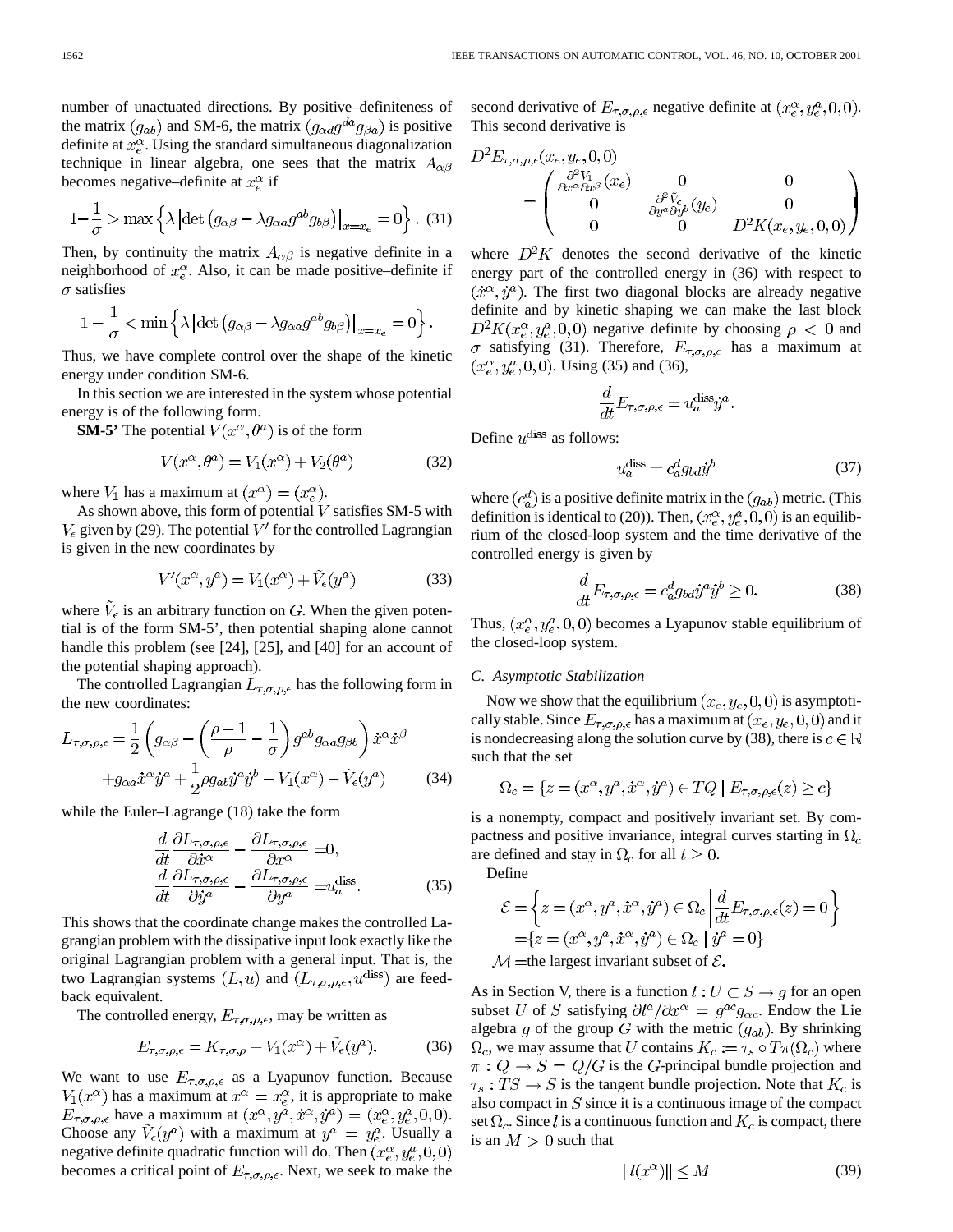number of unactuated directions. By positive–definiteness of the matrix $(g_{ab})$ and SM-6, the matrix $(g_{\alpha d}g^{da}g_{\beta a})$ is positive definite at $x_e^\alpha$. Using the standard simultaneous diagonalization technique in linear algebra, one sees that the matrix $A_{\alpha\beta}$ becomes negative–definite at $x_e^\alpha$ if

$$1-\frac{1}{\sigma} > \max\left\{\lambda \left| \det\left(g_{\alpha\beta} - \lambda g_{\alpha a}g^{ab}g_{b\beta}\right)\right|_{x=x_e} = 0\right\}. \quad (31)$$

Then, by continuity the matrix $A_{\alpha\beta}$ is negative definite in a neighborhood of $x_e^\alpha$. Also, it can be made positive–definite if $\sigma$ satisfies

$$1-\frac{1}{\sigma} < \min\left\{\lambda \left| \det\left(g_{\alpha\beta} - \lambda g_{\alpha a}g^{ab}g_{b\beta}\right)\right|_{x=x_e} = 0\right\}.$$

Thus, we have complete control over the shape of the kinetic energy under condition SM-6.

In this section we are interested in the system whose potential energy is of the following form.

**SM-5'** The potential $V(x^\alpha, \theta^a)$ is of the form

$$V(x^\alpha, \theta^a) = V_1(x^\alpha) + V_2(\theta^a) \quad (32)$$

where $V_1$ has a maximum at $(x^\alpha) = (x_e^\alpha)$.

As shown above, this form of potential $V$ satisfies SM-5 with $V_\epsilon$ given by (29). The potential $V'$ for the controlled Lagrangian is given in the new coordinates by

$$V'(x^\alpha, y^a) = V_1(x^\alpha) + \tilde{V}_\epsilon(y^a) \quad (33)$$

where $\tilde{V}_\epsilon$ is an arbitrary function on $G$. When the given potential is of the form SM-5', then potential shaping alone cannot handle this problem (see [24], [25], and [40] for an account of the potential shaping approach).

The controlled Lagrangian $L_{\tau,\sigma,\rho,\epsilon}$ has the following form in the new coordinates:

$$\begin{aligned} L_{\tau,\sigma,\rho,\epsilon} = &\frac{1}{2}\left(g_{\alpha\beta} - \left(\frac{\rho-1}{\rho} - \frac{1}{\sigma}\right)g^{ab}g_{\alpha a}g_{\beta b}\right)\dot{x}^\alpha\dot{x}^\beta \\ &+ g_{\alpha a}\dot{x}^\alpha\dot{y}^a + \frac{1}{2}\rho g_{ab}\dot{y}^a\dot{y}^b - V_1(x^\alpha) - \tilde{V}_\epsilon(y^a) \end{aligned} \quad (34)$$

while the Euler–Lagrange (18) take the form

$$\begin{aligned} \frac{d}{dt}\frac{\partial L_{\tau,\sigma,\rho,\epsilon}}{\partial \dot{x}^\alpha} - \frac{\partial L_{\tau,\sigma,\rho,\epsilon}}{\partial x^\alpha} &= 0, \\ \frac{d}{dt}\frac{\partial L_{\tau,\sigma,\rho,\epsilon}}{\partial \dot{y}^a} - \frac{\partial L_{\tau,\sigma,\rho,\epsilon}}{\partial y^a} &= u_a^{\text{diss}}. \end{aligned} \quad (35)$$

This shows that the coordinate change makes the controlled Lagrangian problem with the dissipative input look exactly like the original Lagrangian problem with a general input. That is, the two Lagrangian systems $(L, u)$ and $(L_{\tau,\sigma,\rho,\epsilon}, u^{\text{diss}})$ are feedback equivalent.

The controlled energy, $E_{\tau,\sigma,\rho,\epsilon}$, may be written as

$$E_{\tau,\sigma,\rho,\epsilon} = K_{\tau,\sigma,\rho} + V_1(x^\alpha) + \tilde{V}_\epsilon(y^a). \quad (36)$$

We want to use $E_{\tau,\sigma,\rho,\epsilon}$ as a Lyapunov function. Because $V_1(x^\alpha)$ has a maximum at $x^\alpha = x_e^\alpha$, it is appropriate to make $E_{\tau,\sigma,\rho,\epsilon}$ have a maximum at $(x^\alpha, y^a, \dot{x}^\alpha, \dot{y}^a) = (x_e^\alpha, y_e^a, 0, 0)$. Choose any $\tilde{V}_\epsilon(y^a)$ with a maximum at $y^a = y_e^a$. Usually a negative definite quadratic function will do. Then $(x_e^\alpha, y_e^a, 0, 0)$ becomes a critical point of $E_{\tau,\sigma,\rho,\epsilon}$. Next, we seek to make the second derivative of $E_{\tau,\sigma,\rho,\epsilon}$ negative definite at $(x_e^\alpha, y_e^a, 0, 0)$. This second derivative is

$$\begin{aligned} D^2E_{\tau,\sigma,\rho,\epsilon}&(x_e, y_e, 0, 0) \\ &= \begin{pmatrix} \frac{\partial^2 V_1}{\partial x^\alpha \partial x^\beta}(x_e) & 0 & 0 \\ 0 & \frac{\partial^2 \tilde{V}_\epsilon}{\partial y^a \partial y^b}(y_e) & 0 \\ 0 & 0 & D^2K(x_e, y_e, 0, 0) \end{pmatrix} \end{aligned}$$

where $D^2K$ denotes the second derivative of the kinetic energy part of the controlled energy in (36) with respect to $(\dot{x}^\alpha, \dot{y}^a)$. The first two diagonal blocks are already negative definite and by kinetic shaping we can make the last block $D^2K(x_e^\alpha, y_e^a, 0, 0)$ negative definite by choosing $\rho < 0$ and $\sigma$ satisfying (31). Therefore, $E_{\tau,\sigma,\rho,\epsilon}$ has a maximum at $(x_e^\alpha, y_e^a, 0, 0)$. Using (35) and (36),

$$\frac{d}{dt}E_{\tau,\sigma,\rho,\epsilon} = u_a^{\text{diss}}\dot{y}^a.$$

Define $u^{\text{diss}}$ as follows:

$$u_a^{\text{diss}} = c_a^d g_{bd}\dot{y}^b \quad (37)$$

where $(c_a^d)$ is a positive definite matrix in the $(g_{ab})$ metric. (This definition is identical to (20)). Then, $(x_e^\alpha, y_e^a, 0, 0)$ is an equilibrium of the closed-loop system and the time derivative of the controlled energy is given by

$$\frac{d}{dt}E_{\tau,\sigma,\rho,\epsilon} = c_a^d g_{bd}\dot{y}^a\dot{y}^b \geq 0. \quad (38)$$

Thus, $(x_e^\alpha, y_e^a, 0, 0)$ becomes a Lyapunov stable equilibrium of the closed-loop system.

### C. Asymptotic Stabilization

Now we show that the equilibrium $(x_e, y_e, 0, 0)$ is asymptotically stable. Since $E_{\tau,\sigma,\rho,\epsilon}$ has a maximum at $(x_e, y_e, 0, 0)$ and it is nondecreasing along the solution curve by (38), there is $c \in \mathbb{R}$ such that the set

$$\Omega_c = \{z = (x^\alpha, y^a, \dot{x}^\alpha, \dot{y}^a) \in TQ \mid E_{\tau,\sigma,\rho,\epsilon}(z) \geq c\}$$

is a nonempty, compact and positively invariant set. By compactness and positive invariance, integral curves starting in $\Omega_c$ are defined and stay in $\Omega_c$ for all $t \geq 0$.

Define

$$\begin{aligned} \mathcal{E} &= \left\{z = (x^\alpha, y^a, \dot{x}^\alpha, \dot{y}^a) \in \Omega_c \,\middle|\, \frac{d}{dt}E_{\tau,\sigma,\rho,\epsilon}(z) = 0\right\} \\ &= \{z = (x^\alpha, y^a, \dot{x}^\alpha, \dot{y}^a) \in \Omega_c \mid \dot{y}^a = 0\} \end{aligned}$$

$\mathcal{M}$ = the largest invariant subset of $\mathcal{E}$.

As in Section V, there is a function $l : U \subset S \to g$ for an open subset $U$ of $S$ satisfying $\partial l^a/\partial x^\alpha = g^{ac}g_{\alpha c}$. Endow the Lie algebra $g$ of the group $G$ with the metric $(g_{ab})$. By shrinking $\Omega_c$, we may assume that $U$ contains $K_c := \tau_s \circ T\pi(\Omega_c)$ where $\pi : Q \to S = Q/G$ is the $G$-principal bundle projection and $\tau_s : TS \to S$ is the tangent bundle projection. Note that $K_c$ is also compact in $S$ since it is a continuous image of the compact set $\Omega_c$. Since $l$ is a continuous function and $K_c$ is compact, there is an $M > 0$ such that

$$\|l(x^\alpha)\| \leq M \quad (39)$$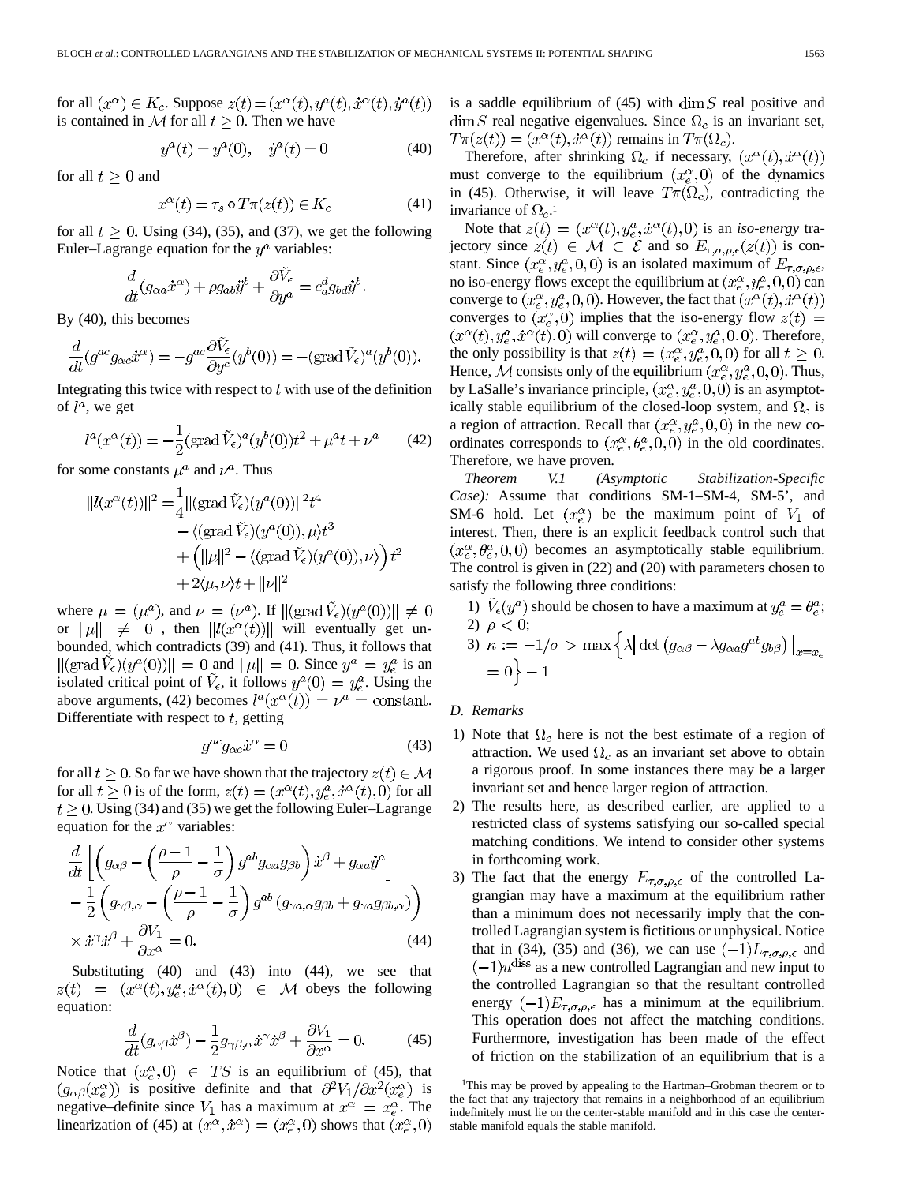for all $(x^\alpha) \in K_c$. Suppose $z(t) = (x^\alpha(t), y^a(t), \dot{x}^\alpha(t), \dot{y}^a(t))$ is contained in $\mathcal{M}$ for all $t \geq 0$. Then we have

$$y^a(t) = y^a(0), \quad \dot{y}^a(t) = 0 \tag{40}$$

for all $t \geq 0$ and

$$x^\alpha(t) = \tau_s \circ T\pi(z(t)) \in K_c \tag{41}$$

for all $t \geq 0$. Using (34), (35), and (37), we get the following Euler–Lagrange equation for the $y^a$ variables:

$$\frac{d}{dt}(g_{\alpha a}\dot{x}^\alpha) + \rho g_{ab}\ddot{y}^b + \frac{\partial \tilde{V}_\epsilon}{\partial y^a} = c_a^d g_{bd}\dot{y}^b.$$

By (40), this becomes

$$\frac{d}{dt}(g^{ac}g_{\alpha c}\dot{x}^\alpha) = -g^{ac}\frac{\partial \tilde{V}_\epsilon}{\partial y^c}(y^b(0)) = -(\operatorname{grad}\tilde{V}_\epsilon)^a(y^b(0)).$$

Integrating this twice with respect to $t$ with use of the definition of $l^a$, we get

$$l^a(x^\alpha(t)) = -\frac{1}{2}(\operatorname{grad}\tilde{V}_\epsilon)^a(y^b(0))t^2 + \mu^a t + \nu^a \tag{42}$$

for some constants $\mu^a$ and $\nu^a$. Thus

$$\begin{aligned}\|l(x^\alpha(t))\|^2 =& \frac{1}{4}\|(\operatorname{grad}\tilde{V}_\epsilon)(y^a(0))\|^2 t^4 \\ &- \langle(\operatorname{grad}\tilde{V}_\epsilon)(y^a(0)), \mu\rangle t^3 \\ &+ \left(\|\mu\|^2 - \langle(\operatorname{grad}\tilde{V}_\epsilon)(y^a(0)), \nu\rangle\right)t^2 \\ &+ 2\langle\mu, \nu\rangle t + \|\nu\|^2\end{aligned}$$

where $\mu = (\mu^a)$, and $\nu = (\nu^a)$. If $\|(\operatorname{grad}\tilde{V}_\epsilon)(y^a(0))\| \neq 0$ or $\|\mu\| \neq 0$, then $\|l(x^\alpha(t))\|$ will eventually get unbounded, which contradicts (39) and (41). Thus, it follows that $\|(\operatorname{grad}\tilde{V}_\epsilon)(y^a(0))\| = 0$ and $\|\mu\| = 0$. Since $y^a = y^a_e$ is an isolated critical point of $\tilde{V}_\epsilon$, it follows $y^a(0) = y^a_e$. Using the above arguments, (42) becomes $l^a(x^\alpha(t)) = \nu^a = \text{constant}$. Differentiate with respect to $t$, getting

$$g^{ac}g_{\alpha c}\dot{x}^\alpha = 0 \tag{43}$$

for all $t \geq 0$. So far we have shown that the trajectory $z(t) \in \mathcal{M}$ for all $t \geq 0$ is of the form, $z(t) = (x^\alpha(t), y^a_e, \dot{x}^\alpha(t), 0)$ for all $t \geq 0$. Using (34) and (35) we get the following Euler–Lagrange equation for the $x^\alpha$ variables:

$$\begin{aligned}&\frac{d}{dt}\left[\left(g_{\alpha\beta} - \left(\frac{\rho-1}{\rho} - \frac{1}{\sigma}\right)g^{ab}g_{\alpha a}g_{\beta b}\right)\dot{x}^\beta + g_{\alpha a}\dot{y}^a\right] \\ &- \frac{1}{2}\left(g_{\gamma\beta,\alpha} - \left(\frac{\rho-1}{\rho} - \frac{1}{\sigma}\right)g^{ab}\left(g_{\gamma a,\alpha}g_{\beta b} + g_{\gamma a}g_{\beta b,\alpha}\right)\right) \\ &\times \dot{x}^\gamma\dot{x}^\beta + \frac{\partial V_1}{\partial x^\alpha} = 0.\end{aligned} \tag{44}$$

Substituting (40) and (43) into (44), we see that $z(t) = (x^\alpha(t), y^a_e, \dot{x}^\alpha(t), 0) \in \mathcal{M}$ obeys the following equation:

$$\frac{d}{dt}(g_{\alpha\beta}\dot{x}^\beta) - \frac{1}{2}g_{\gamma\beta,\alpha}\dot{x}^\gamma\dot{x}^\beta + \frac{\partial V_1}{\partial x^\alpha} = 0. \tag{45}$$

Notice that $(x^\alpha_e, 0) \in TS$ is an equilibrium of (45), that $(g_{\alpha\beta}(x^\alpha_e))$ is positive definite and that $\partial^2 V_1/\partial x^2(x^\alpha_e)$ is negative–definite since $V_1$ has a maximum at $x^\alpha = x^\alpha_e$. The linearization of (45) at $(x^\alpha, \dot{x}^\alpha) = (x^\alpha_e, 0)$ shows that $(x^\alpha_e, 0)$ is a saddle equilibrium of (45) with $\dim S$ real positive and $\dim S$ real negative eigenvalues. Since $\Omega_c$ is an invariant set, $T\pi(z(t)) = (x^\alpha(t), \dot{x}^\alpha(t))$ remains in $T\pi(\Omega_c)$.

Therefore, after shrinking $\Omega_c$ if necessary, $(x^\alpha(t), \dot{x}^\alpha(t))$ must converge to the equilibrium $(x^\alpha_e, 0)$ of the dynamics in (45). Otherwise, it will leave $T\pi(\Omega_c)$, contradicting the invariance of $\Omega_c$.[1]

Note that $z(t) = (x^\alpha(t), y^a_e, \dot{x}^\alpha(t), 0)$ is an *iso-energy* trajectory since $z(t) \in \mathcal{M} \subset \mathcal{E}$ and so $E_{\tau,\sigma,\rho,\epsilon}(z(t))$ is constant. Since $(x^\alpha_e, y^a_e, 0, 0)$ is an isolated maximum of $E_{\tau,\sigma,\rho,\epsilon}$, no iso-energy flows except the equilibrium at $(x^\alpha_e, y^a_e, 0, 0)$ can converge to $(x^\alpha_e, y^a_e, 0, 0)$. However, the fact that $(x^\alpha(t), \dot{x}^\alpha(t))$ converges to $(x^\alpha_e, 0)$ implies that the iso-energy flow $z(t) = (x^\alpha(t), y^a_e, \dot{x}^\alpha(t), 0)$ will converge to $(x^\alpha_e, y^a_e, 0, 0)$. Therefore, the only possibility is that $z(t) = (x^\alpha_e, y^a_e, 0, 0)$ for all $t \geq 0$. Hence, $\mathcal{M}$ consists only of the equilibrium $(x^\alpha_e, y^a_e, 0, 0)$. Thus, by LaSalle's invariance principle, $(x^\alpha_e, y^a_e, 0, 0)$ is an asymptotically stable equilibrium of the closed-loop system, and $\Omega_c$ is a region of attraction. Recall that $(x^\alpha_e, y^a_e, 0, 0)$ in the new coordinates corresponds to $(x^\alpha_e, \theta^a_e, 0, 0)$ in the old coordinates. Therefore, we have proven.

*Theorem V.1 (Asymptotic Stabilization-Specific Case):* Assume that conditions SM-1–SM-4, SM-5', and SM-6 hold. Let $(x^\alpha_e)$ be the maximum point of $V_1$ of interest. Then, there is an explicit feedback control such that $(x^\alpha_e, \theta^a_e, 0, 0)$ becomes an asymptotically stable equilibrium. The control is given in (22) and (20) with parameters chosen to satisfy the following three conditions:

1) $\tilde{V}_\epsilon(y^a)$ should be chosen to have a maximum at $y^a_e = \theta^a_e$;
2) $\rho < 0$;
3) $\kappa := -1/\sigma > \max\left\{\lambda \,\middle|\, \det\left(g_{\alpha\beta} - \lambda g_{\alpha a}g^{ab}g_{b\beta}\right)\big|_{x=x_e} = 0\right\} - 1$

## D. Remarks

1) Note that $\Omega_c$ here is not the best estimate of a region of attraction. We used $\Omega_c$ as an invariant set above to obtain a rigorous proof. In some instances there may be a larger invariant set and hence larger region of attraction.
2) The results here, as described earlier, are applied to a restricted class of systems satisfying our so-called special matching conditions. We intend to consider other systems in forthcoming work.
3) The fact that the energy $E_{\tau,\sigma,\rho,\epsilon}$ of the controlled Lagrangian may have a maximum at the equilibrium rather than a minimum does not necessarily imply that the controlled Lagrangian system is fictitious or unphysical. Notice that in (34), (35) and (36), we can use $(-1)L_{\tau,\sigma,\rho,\epsilon}$ and $(-1)u^{\text{diss}}$ as a new controlled Lagrangian and new input to the controlled Lagrangian so that the resultant controlled energy $(-1)E_{\tau,\sigma,\rho,\epsilon}$ has a minimum at the equilibrium. This operation does not affect the matching conditions. Furthermore, investigation has been made of the effect of friction on the stabilization of an equilibrium that is a

[1] This may be proved by appealing to the Hartman–Grobman theorem or to the fact that any trajectory that remains in a neighborhood of an equilibrium indefinitely must lie on the center-stable manifold and in this case the center-stable manifold equals the stable manifold.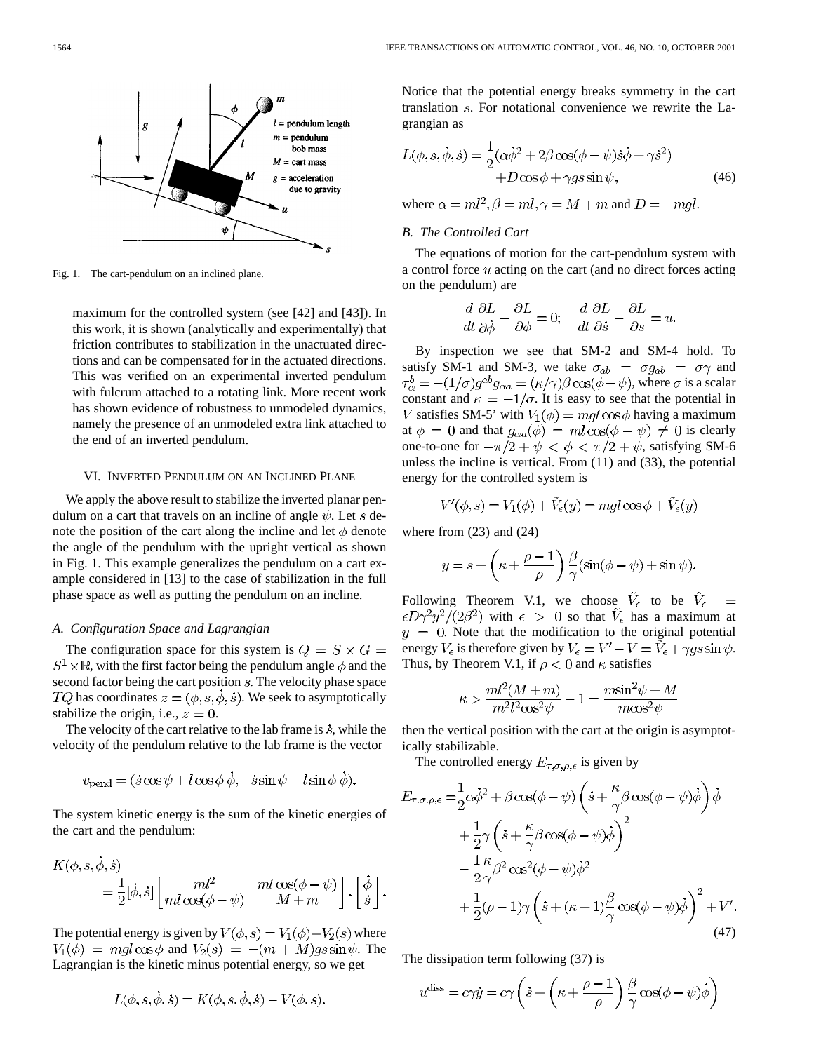Fig. 1. The cart-pendulum on an inclined plane.

maximum for the controlled system (see [42] and [43]). In this work, it is shown (analytically and experimentally) that friction contributes to stabilization in the unactuated directions and can be compensated for in the actuated directions. This was verified on an experimental inverted pendulum with fulcrum attached to a rotating link. More recent work has shown evidence of robustness to unmodeled dynamics, namely the presence of an unmodeled extra link attached to the end of an inverted pendulum.

## VI. Inverted Pendulum on an Inclined Plane

We apply the above result to stabilize the inverted planar pendulum on a cart that travels on an incline of angle $\psi$. Let $s$ denote the position of the cart along the incline and let $\phi$ denote the angle of the pendulum with the upright vertical as shown in Fig. 1. This example generalizes the pendulum on a cart example considered in [13] to the case of stabilization in the full phase space as well as putting the pendulum on an incline.

### A. Configuration Space and Lagrangian

The configuration space for this system is $Q = S \times G = S^1 \times \mathbb{R}$, with the first factor being the pendulum angle $\phi$ and the second factor being the cart position $s$. The velocity phase space $TQ$ has coordinates $z = (\phi, s, \dot{\phi}, \dot{s})$. We seek to asymptotically stabilize the origin, i.e., $z = 0$.

The velocity of the cart relative to the lab frame is $\dot{s}$, while the velocity of the pendulum relative to the lab frame is the vector

$$v_{\text{pend}} = (\dot{s}\cos\psi + l\cos\phi\,\dot{\phi}, -\dot{s}\sin\psi - l\sin\phi\,\dot{\phi}).$$

The system kinetic energy is the sum of the kinetic energies of the cart and the pendulum:

$$K(\phi, s, \dot{\phi}, \dot{s}) = \frac{1}{2}[\dot{\phi}, \dot{s}] \begin{bmatrix} ml^2 & ml\cos(\phi-\psi) \\ ml\cos(\phi-\psi) & M+m \end{bmatrix} \cdot \begin{bmatrix} \dot{\phi} \\ \dot{s} \end{bmatrix}.$$

The potential energy is given by $V(\phi, s) = V_1(\phi) + V_2(s)$ where $V_1(\phi) = mgl\cos\phi$ and $V_2(s) = -(m+M)gs\sin\psi$. The Lagrangian is the kinetic minus potential energy, so we get

$$L(\phi, s, \dot{\phi}, \dot{s}) = K(\phi, s, \dot{\phi}, \dot{s}) - V(\phi, s).$$

Notice that the potential energy breaks symmetry in the cart translation $s$. For notational convenience we rewrite the Lagrangian as

$$L(\phi, s, \dot{\phi}, \dot{s}) = \frac{1}{2}(\alpha\dot{\phi}^2 + 2\beta\cos(\phi-\psi)\dot{s}\dot{\phi} + \gamma\dot{s}^2) + D\cos\phi + \gamma gs\sin\psi, \tag{46}$$

where $\alpha = ml^2, \beta = ml, \gamma = M+m$ and $D = -mgl$.

### B. The Controlled Cart

The equations of motion for the cart-pendulum system with a control force $u$ acting on the cart (and no direct forces acting on the pendulum) are

$$\frac{d}{dt}\frac{\partial L}{\partial \dot{\phi}} - \frac{\partial L}{\partial \phi} = 0; \quad \frac{d}{dt}\frac{\partial L}{\partial \dot{s}} - \frac{\partial L}{\partial s} = u.$$

By inspection we see that SM-2 and SM-4 hold. To satisfy SM-1 and SM-3, we take $\sigma_{ab} = \sigma g_{ab} = \sigma\gamma$ and $\tau_\alpha^b = -(1/\sigma)g^{ab}g_{\alpha a} = (\kappa/\gamma)\beta\cos(\phi-\psi)$, where $\sigma$ is a scalar constant and $\kappa = -1/\sigma$. It is easy to see that the potential in $V$ satisfies SM-5' with $V_1(\phi) = mgl\cos\phi$ having a maximum at $\phi = 0$ and that $g_{\alpha a}(\phi) = ml\cos(\phi-\psi) \neq 0$ is clearly one-to-one for $-\pi/2 + \psi < \phi < \pi/2 + \psi$, satisfying SM-6 unless the incline is vertical. From (11) and (33), the potential energy for the controlled system is

$$V'(\phi, s) = V_1(\phi) + \tilde{V}_\epsilon(y) = mgl\cos\phi + \tilde{V}_\epsilon(y)$$

where from (23) and (24)

$$y = s + \left(\kappa + \frac{\rho-1}{\rho}\right)\frac{\beta}{\gamma}(\sin(\phi-\psi) + \sin\psi).$$

Following Theorem V.1, we choose $\tilde{V}_\epsilon$ to be $\tilde{V}_\epsilon = \epsilon D\gamma^2 y^2/(2\beta^2)$ with $\epsilon > 0$ so that $\tilde{V}_\epsilon$ has a maximum at $y = 0$. Note that the modification to the original potential energy $V_\epsilon$ is therefore given by $V_\epsilon = V' - V = \tilde{V}_\epsilon + \gamma gs\sin\psi$. Thus, by Theorem V.1, if $\rho < 0$ and $\kappa$ satisfies

$$\kappa > \frac{ml^2(M+m)}{m^2l^2\cos^2\psi} - 1 = \frac{m\sin^2\psi + M}{m\cos^2\psi}$$

then the vertical position with the cart at the origin is asymptotically stabilizable.

The controlled energy $E_{\tau,\sigma,\rho,\epsilon}$ is given by

$$\begin{aligned} E_{\tau,\sigma,\rho,\epsilon} =& \frac{1}{2}\alpha\dot{\phi}^2 + \beta\cos(\phi-\psi)\left(\dot{s} + \frac{\kappa}{\gamma}\beta\cos(\phi-\psi)\dot{\phi}\right)\dot{\phi} \\ &+ \frac{1}{2}\gamma\left(\dot{s} + \frac{\kappa}{\gamma}\beta\cos(\phi-\psi)\dot{\phi}\right)^2 \\ &- \frac{1}{2}\frac{\kappa}{\gamma}\beta^2\cos^2(\phi-\psi)\dot{\phi}^2 \\ &+ \frac{1}{2}(\rho-1)\gamma\left(\dot{s} + (\kappa+1)\frac{\beta}{\gamma}\cos(\phi-\psi)\dot{\phi}\right)^2 + V'. \end{aligned} \tag{47}$$

The dissipation term following (37) is

$$u^{\text{diss}} = c\gamma\dot{y} = c\gamma\left(\dot{s} + \left(\kappa + \frac{\rho-1}{\rho}\right)\frac{\beta}{\gamma}\cos(\phi-\psi)\dot{\phi}\right)$$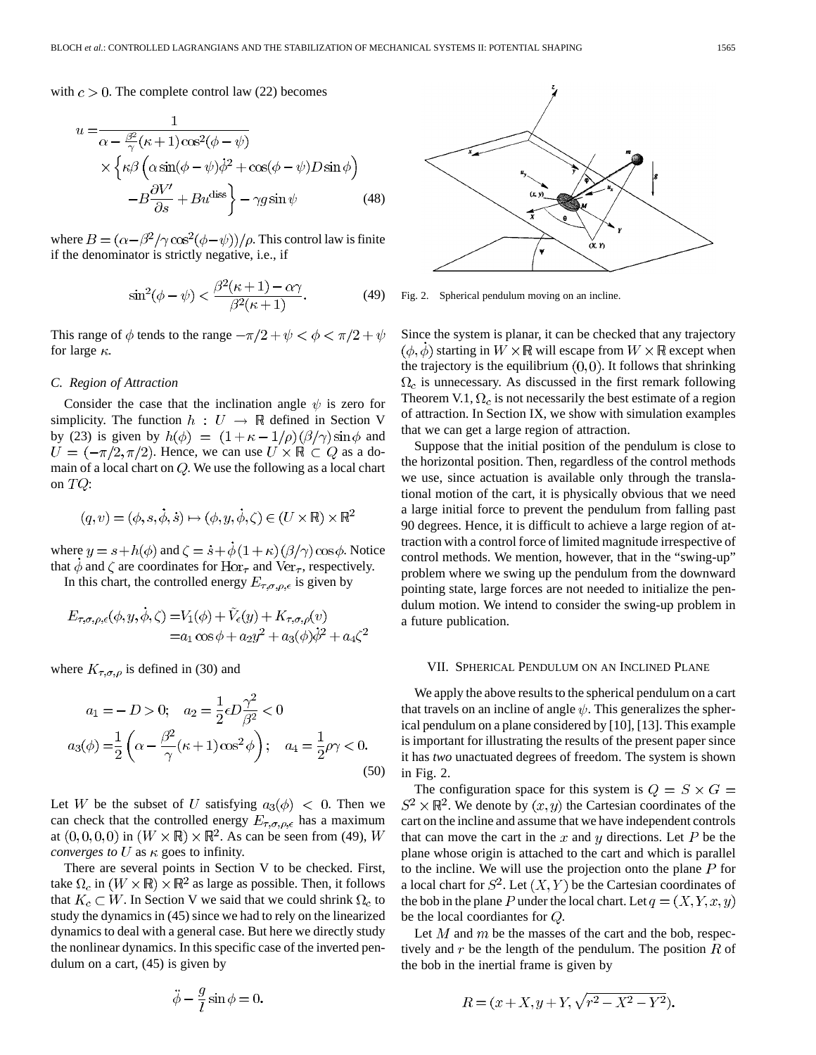with $c > 0$. The complete control law (22) becomes

$$
\begin{aligned}
u = & \frac{1}{\alpha - \frac{\beta^2}{\gamma}(\kappa+1)\cos^2(\phi-\psi)} \\
& \times \left\{ \kappa\beta \left( \alpha \sin(\phi-\psi)\dot{\phi}^2 + \cos(\phi-\psi) D \sin\phi \right) \right. \\
& \left. - B\frac{\partial V'}{\partial s} + Bu^{\text{diss}} \right\} - \gamma g \sin\psi \qquad (48)
\end{aligned}
$$

where $B = (\alpha - \beta^2/\gamma \cos^2(\phi-\psi))/\rho$. This control law is finite if the denominator is strictly negative, i.e., if

$$
\sin^2(\phi - \psi) < \frac{\beta^2(\kappa+1) - \alpha\gamma}{\beta^2(\kappa+1)}. \qquad (49)
$$

This range of $\phi$ tends to the range $-\pi/2 + \psi < \phi < \pi/2 + \psi$ for large $\kappa$.

### C. Region of Attraction

Consider the case that the inclination angle $\psi$ is zero for simplicity. The function $h : U \to \mathbb{R}$ defined in Section V by (23) is given by $h(\phi) = (1 + \kappa - 1/\rho)(\beta/\gamma)\sin\phi$ and $U = (-\pi/2, \pi/2)$. Hence, we can use $U \times \mathbb{R} \subset Q$ as a domain of a local chart on $Q$. We use the following as a local chart on $TQ$:

$$
(q, v) = (\phi, s, \dot{\phi}, \dot{s}) \mapsto (\phi, y, \dot{\phi}, \zeta) \in (U \times \mathbb{R}) \times \mathbb{R}^2
$$

where $y = s + h(\phi)$ and $\zeta = \dot{s} + \dot{\phi}(1+\kappa)(\beta/\gamma)\cos\phi$. Notice that $\dot{\phi}$ and $\zeta$ are coordinates for $\text{Hor}_\tau$ and $\text{Ver}_\tau$, respectively.

In this chart, the controlled energy $E_{\tau,\sigma,\rho,\epsilon}$ is given by

$$
\begin{aligned}
E_{\tau,\sigma,\rho,\epsilon}(\phi, y, \dot{\phi}, \zeta) &= V_1(\phi) + \tilde{V}_\epsilon(y) + K_{\tau,\sigma,\rho}(v) \\
&= a_1 \cos\phi + a_2 y^2 + a_3(\phi)\dot{\phi}^2 + a_4\zeta^2
\end{aligned}
$$

where $K_{\tau,\sigma,\rho}$ is defined in (30) and

$$
\begin{aligned}
a_1 &= -D > 0; \quad a_2 = \frac{1}{2}\epsilon D \frac{\gamma^2}{\beta^2} < 0 \\
a_3(\phi) &= \frac{1}{2}\left(\alpha - \frac{\beta^2}{\gamma}(\kappa+1)\cos^2\phi\right); \quad a_4 = \frac{1}{2}\rho\gamma < 0.
\end{aligned} \qquad (50)
$$

Let $W$ be the subset of $U$ satisfying $a_3(\phi) < 0$. Then we can check that the controlled energy $E_{\tau,\sigma,\rho,\epsilon}$ has a maximum at $(0,0,0,0)$ in $(W \times \mathbb{R}) \times \mathbb{R}^2$. As can be seen from (49), $W$ *converges to* $U$ as $\kappa$ goes to infinity.

There are several points in Section V to be checked. First, take $\Omega_c$ in $(W \times \mathbb{R}) \times \mathbb{R}^2$ as large as possible. Then, it follows that $K_c \subset W$. In Section V we said that we could shrink $\Omega_c$ to study the dynamics in (45) since we had to rely on the linearized dynamics to deal with a general case. But here we directly study the nonlinear dynamics. In this specific case of the inverted pendulum on a cart, (45) is given by

$$
\ddot{\phi} - \frac{g}{l}\sin\phi = 0.
$$

Since the system is planar, it can be checked that any trajectory $(\phi, \dot{\phi})$ starting in $W \times \mathbb{R}$ will escape from $W \times \mathbb{R}$ except when the trajectory is the equilibrium $(0,0)$. It follows that shrinking $\Omega_c$ is unnecessary. As discussed in the first remark following Theorem V.1, $\Omega_c$ is not necessarily the best estimate of a region of attraction. In Section IX, we show with simulation examples that we can get a large region of attraction.

Suppose that the initial position of the pendulum is close to the horizontal position. Then, regardless of the control methods we use, since actuation is available only through the translational motion of the cart, it is physically obvious that we need a large initial force to prevent the pendulum from falling past 90 degrees. Hence, it is difficult to achieve a large region of attraction with a control force of limited magnitude irrespective of control methods. We mention, however, that in the "swing-up" problem where we swing up the pendulum from the downward pointing state, large forces are not needed to initialize the pendulum motion. We intend to consider the swing-up problem in a future publication.

Fig. 2. Spherical pendulum moving on an incline.

## VII. Spherical Pendulum on an Inclined Plane

We apply the above results to the spherical pendulum on a cart that travels on an incline of angle $\psi$. This generalizes the spherical pendulum on a plane considered by [10], [13]. This example is important for illustrating the results of the present paper since it has *two* unactuated degrees of freedom. The system is shown in Fig. 2.

The configuration space for this system is $Q = S \times G = S^2 \times \mathbb{R}^2$. We denote by $(x, y)$ the Cartesian coordinates of the cart on the incline and assume that we have independent controls that can move the cart in the $x$ and $y$ directions. Let $P$ be the plane whose origin is attached to the cart and which is parallel to the incline. We will use the projection onto the plane $P$ for a local chart for $S^2$. Let $(X, Y)$ be the Cartesian coordinates of the bob in the plane $P$ under the local chart. Let $q = (X, Y, x, y)$ be the local coordiantes for $Q$.

Let $M$ and $m$ be the masses of the cart and the bob, respectively and $r$ be the length of the pendulum. The position $R$ of the bob in the inertial frame is given by

$$
R = (x + X, y + Y, \sqrt{r^2 - X^2 - Y^2}).
$$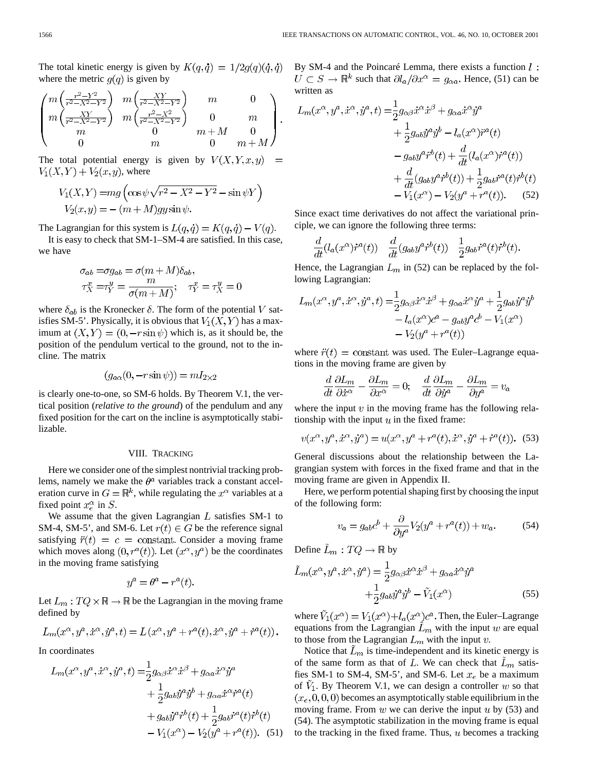The total kinetic energy is given by $K(q,\dot{q}) = 1/2g(q)(\dot{q},\dot{q})$ where the metric $g(q)$ is given by

$$\begin{pmatrix} m\left(\frac{r^2-Y^2}{r^2-X^2-Y^2}\right) & m\left(\frac{XY}{r^2-X^2-Y^2}\right) & m & 0 \\ m\left(\frac{XY}{r^2-X^2-Y^2}\right) & m\left(\frac{r^2-X^2}{r^2-X^2-Y^2}\right) & 0 & m \\ m & 0 & m+M & 0 \\ 0 & m & 0 & m+M \end{pmatrix}.$$

The total potential energy is given by $V(X,Y,x,y) = V_1(X,Y) + V_2(x,y)$, where

$$\begin{aligned} V_1(X,Y) &= mg\left(\cos\psi\sqrt{r^2-X^2-Y^2} - \sin\psi Y\right) \\ V_2(x,y) &= -(m+M)gy\sin\psi. \end{aligned}$$

The Lagrangian for this system is $L(q,\dot{q}) = K(q,\dot{q}) - V(q)$.

It is easy to check that SM-1–SM-4 are satisfied. In this case, we have

$$\begin{aligned} \sigma_{ab} &= \sigma g_{ab} = \sigma(m+M)\delta_{ab}, \\ \tau_X^x &= \tau_Y^y = \frac{m}{\sigma(m+M)}; \quad \tau_Y^x = \tau_X^y = 0 \end{aligned}$$

where $\delta_{ab}$ is the Kronecker $\delta$. The form of the potential $V$ satisfies SM-5'. Physically, it is obvious that $V_1(X,Y)$ has a maximum at $(X,Y) = (0, -r\sin\psi)$ which is, as it should be, the position of the pendulum vertical to the ground, not to the incline. The matrix

$$(g_{a\alpha}(0, -r\sin\psi)) = mI_{2\times 2}$$

is clearly one-to-one, so SM-6 holds. By Theorem V.1, the vertical position (*relative to the ground*) of the pendulum and any fixed position for the cart on the incline is asymptotically stabilizable.

## VIII. Tracking

Here we consider one of the simplest nontrivial tracking problems, namely we make the $\theta^a$ variables track a constant acceleration curve in $G = \mathbb{R}^k$, while regulating the $x^\alpha$ variables at a fixed point $x_e^\alpha$ in $S$.

We assume that the given Lagrangian $L$ satisfies SM-1 to SM-4, SM-5', and SM-6. Let $r(t) \in G$ be the reference signal satisfying $\ddot{r}(t) = c = \text{constant}$. Consider a moving frame which moves along $(0, r^a(t))$. Let $(x^\alpha, y^a)$ be the coordinates in the moving frame satisfying

$$y^a = \theta^a - r^a(t).$$

Let $L_m : TQ \times \mathbb{R} \to \mathbb{R}$ be the Lagrangian in the moving frame defined by

$$L_m(x^\alpha, y^a, \dot{x}^\alpha, \dot{y}^a, t) = L\left(x^\alpha, y^a + r^a(t), \dot{x}^\alpha, \dot{y}^a + \dot{r}^a(t)\right).$$

In coordinates

$$\begin{aligned} L_m(x^\alpha, y^a, \dot{x}^\alpha, \dot{y}^a, t) =& \frac{1}{2}g_{\alpha\beta}\dot{x}^\alpha\dot{x}^\beta + g_{\alpha a}\dot{x}^\alpha\dot{y}^a \\ &+ \frac{1}{2}g_{ab}\dot{y}^a\dot{y}^b + g_{\alpha a}\dot{x}^\alpha\dot{r}^a(t) \\ &+ g_{ab}\dot{y}^a\dot{r}^b(t) + \frac{1}{2}g_{ab}\dot{r}^a(t)\dot{r}^b(t) \\ &- V_1(x^\alpha) - V_2(y^a + r^a(t)). \end{aligned} \tag{51}$$

By SM-4 and the Poincaré Lemma, there exists a function $l : U \subset S \to \mathbb{R}^k$ such that $\partial l_a/\partial x^\alpha = g_{\alpha a}$. Hence, (51) can be written as

$$\begin{aligned} L_m(x^\alpha, y^a, \dot{x}^\alpha, \dot{y}^a, t) =& \frac{1}{2}g_{\alpha\beta}\dot{x}^\alpha\dot{x}^\beta + g_{\alpha a}\dot{x}^\alpha\dot{y}^a \\ &+ \frac{1}{2}g_{ab}\dot{y}^a\dot{y}^b - l_a(x^\alpha)\ddot{r}^a(t) \\ &- g_{ab}y^a\ddot{r}^b(t) + \frac{d}{dt}(l_a(x^\alpha)\dot{r}^a(t)) \\ &+ \frac{d}{dt}(g_{ab}y^a\dot{r}^b(t)) + \frac{1}{2}g_{ab}\dot{r}^a(t)\dot{r}^b(t) \\ &- V_1(x^\alpha) - V_2(y^a + r^a(t)). \end{aligned} \tag{52}$$

Since exact time derivatives do not affect the variational principle, we can ignore the following three terms:

$$\frac{d}{dt}(l_a(x^\alpha)\dot{r}^a(t)) \quad \frac{d}{dt}(g_{ab}y^a\dot{r}^b(t)) \quad \frac{1}{2}g_{ab}\dot{r}^a(t)\dot{r}^b(t).$$

Hence, the Lagrangian $L_m$ in (52) can be replaced by the following Lagrangian:

$$\begin{aligned} L_m(x^\alpha, y^a, \dot{x}^\alpha, \dot{y}^a, t) =& \frac{1}{2}g_{\alpha\beta}\dot{x}^\alpha\dot{x}^\beta + g_{\alpha a}\dot{x}^\alpha\dot{y}^a + \frac{1}{2}g_{ab}\dot{y}^a\dot{y}^b \\ &- l_a(x^\alpha)c^a - g_{ab}y^a c^b - V_1(x^\alpha) \\ &- V_2(y^a + r^a(t)) \end{aligned}$$

where $\ddot{r}(t) = \text{constant}$ was used. The Euler–Lagrange equations in the moving frame are given by

$$\frac{d}{dt}\frac{\partial L_m}{\partial \dot{x}^\alpha} - \frac{\partial L_m}{\partial x^\alpha} = 0; \quad \frac{d}{dt}\frac{\partial L_m}{\partial \dot{y}^a} - \frac{\partial L_m}{\partial y^a} = v_a$$

where the input $v$ in the moving frame has the following relationship with the input $u$ in the fixed frame:

$$v(x^\alpha, y^a, \dot{x}^\alpha, \dot{y}^a) = u(x^\alpha, y^a + r^a(t), \dot{x}^\alpha, \dot{y}^a + \dot{r}^a(t)). \tag{53}$$

General discussions about the relationship between the Lagrangian system with forces in the fixed frame and that in the moving frame are given in Appendix II.

Here, we perform potential shaping first by choosing the input of the following form:

$$v_a = g_{ab}c^b + \frac{\partial}{\partial y^a}V_2(y^a + r^a(t)) + w_a. \tag{54}$$

Define $\tilde{L}_m : TQ \to \mathbb{R}$ by

$$\begin{aligned} \tilde{L}_m(x^\alpha, y^a, \dot{x}^\alpha, \dot{y}^a) =& \frac{1}{2}g_{\alpha\beta}\dot{x}^\alpha\dot{x}^\beta + g_{\alpha a}\dot{x}^\alpha\dot{y}^a \\ &+ \frac{1}{2}g_{ab}\dot{y}^a\dot{y}^b - \tilde{V}_1(x^\alpha) \end{aligned} \tag{55}$$

where $\tilde{V}_1(x^\alpha) = V_1(x^\alpha) + l_a(x^\alpha)c^a$. Then, the Euler–Lagrange equations from the Lagrangian $\tilde{L}_m$ with the input $w$ are equal to those from the Lagrangian $L_m$ with the input $v$.

Notice that $\tilde{L}_m$ is time-independent and its kinetic energy is of the same form as that of $L$. We can check that $\tilde{L}_m$ satisfies SM-1 to SM-4, SM-5', and SM-6. Let $x_e$ be a maximum of $\tilde{V}_1$. By Theorem V.1, we can design a controller $w$ so that $(x_e, 0, 0, 0)$ becomes an asymptotically stable equilibrium in the moving frame. From $w$ we can derive the input $u$ by (53) and (54). The asymptotic stabilization in the moving frame is equal to the tracking in the fixed frame. Thus, $u$ becomes a tracking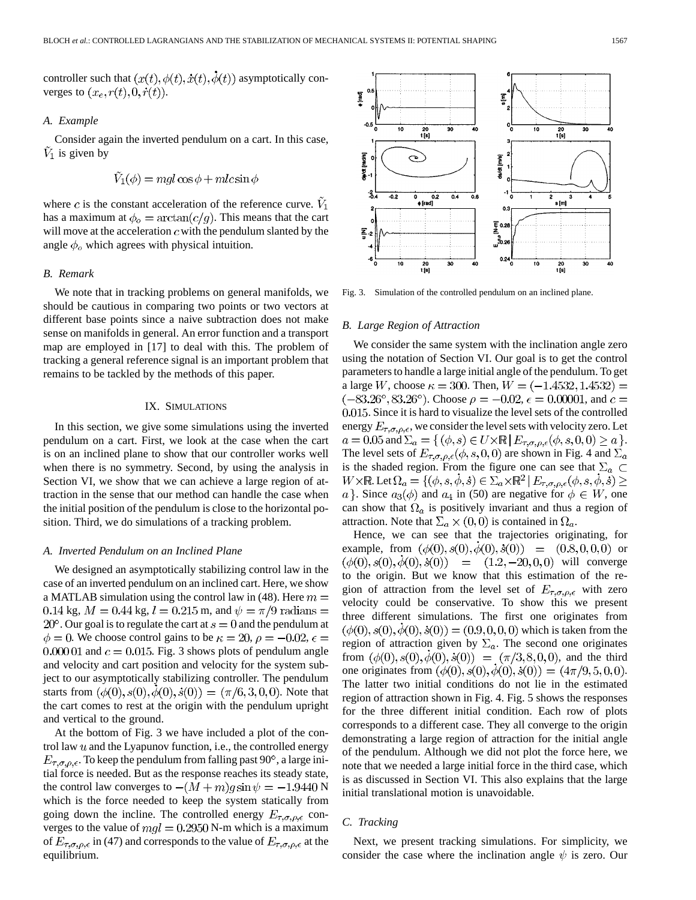controller such that $(x(t), \phi(t), \dot{x}(t), \dot{\phi}(t))$ asymptotically converges to $(x_e, r(t), 0, \dot{r}(t))$.

### A. Example

Consider again the inverted pendulum on a cart. In this case, $\tilde{V}_1$ is given by

$$\tilde{V}_1(\phi) = mgl\cos\phi + mlc\sin\phi$$

where $c$ is the constant acceleration of the reference curve. $\tilde{V}_1$ has a maximum at $\phi_o = \arctan(c/g)$. This means that the cart will move at the acceleration $c$ with the pendulum slanted by the angle $\phi_o$ which agrees with physical intuition.

### B. Remark

We note that in tracking problems on general manifolds, we should be cautious in comparing two points or two vectors at different base points since a naive subtraction does not make sense on manifolds in general. An error function and a transport map are employed in [17] to deal with this. The problem of tracking a general reference signal is an important problem that remains to be tackled by the methods of this paper.

## IX. Simulations

In this section, we give some simulations using the inverted pendulum on a cart. First, we look at the case when the cart is on an inclined plane to show that our controller works well when there is no symmetry. Second, by using the analysis in Section VI, we show that we can achieve a large region of attraction in the sense that our method can handle the case when the initial position of the pendulum is close to the horizontal position. Third, we do simulations of a tracking problem.

### A. Inverted Pendulum on an Inclined Plane

We designed an asymptotically stabilizing control law in the case of an inverted pendulum on an inclined cart. Here, we show a MATLAB simulation using the control law in (48). Here $m = 0.14$ kg, $M = 0.44$ kg, $l = 0.215$ m, and $\psi = \pi/9$ radians $= 20°$. Our goal is to regulate the cart at $s = 0$ and the pendulum at $\phi = 0$. We choose control gains to be $\kappa = 20$, $\rho = -0.02$, $\epsilon = 0.000\,01$ and $c = 0.015$. Fig. 3 shows plots of pendulum angle and velocity and cart position and velocity for the system subject to our asymptotically stabilizing controller. The pendulum starts from $(\phi(0), s(0), \dot{\phi}(0), \dot{s}(0)) = (\pi/6, 3, 0, 0)$. Note that the cart comes to rest at the origin with the pendulum upright and vertical to the ground.

At the bottom of Fig. 3 we have included a plot of the control law $u$ and the Lyapunov function, i.e., the controlled energy $E_{\tau,\sigma,\rho,\epsilon}$. To keep the pendulum from falling past 90°, a large initial force is needed. But as the response reaches its steady state, the control law converges to $-(M+m)g\sin\psi = -1.9440$ N which is the force needed to keep the system statically from going down the incline. The controlled energy $E_{\tau,\sigma,\rho,\epsilon}$ converges to the value of $mgl = 0.2950$ N-m which is a maximum of $E_{\tau,\sigma,\rho,\epsilon}$ in (47) and corresponds to the value of $E_{\tau,\sigma,\rho,\epsilon}$ at the equilibrium.

Fig. 3. Simulation of the controlled pendulum on an inclined plane.

### B. Large Region of Attraction

We consider the same system with the inclination angle zero using the notation of Section VI. Our goal is to get the control parameters to handle a large initial angle of the pendulum. To get a large $W$, choose $\kappa = 300$. Then, $W = (-1.4532, 1.4532) = (-83.26°, 83.26°)$. Choose $\rho = -0.02$, $\epsilon = 0.00001$, and $c = 0.015$. Since it is hard to visualize the level sets of the controlled energy $E_{\tau,\sigma,\rho,\epsilon}$, we consider the level sets with velocity zero. Let $a = 0.05$ and $\Sigma_a = \{(\phi, s) \in U \times \mathbb{R} \mid E_{\tau,\sigma,\rho,\epsilon}(\phi, s, 0, 0) \geq a\}$. The level sets of $E_{\tau,\sigma,\rho,\epsilon}(\phi, s, 0, 0)$ are shown in Fig. 4 and $\Sigma_a$ is the shaded region. From the figure one can see that $\Sigma_a \subset W \times \mathbb{R}$. Let $\Omega_a = \{(\phi, s, \dot{\phi}, \dot{s}) \in \Sigma_a \times \mathbb{R}^2 \mid E_{\tau,\sigma,\rho,\epsilon}(\phi, s, \dot{\phi}, \dot{s}) \geq a\}$. Since $a_3(\phi)$ and $a_4$ in (50) are negative for $\phi \in W$, one can show that $\Omega_a$ is positively invariant and thus a region of attraction. Note that $\Sigma_a \times (0, 0)$ is contained in $\Omega_a$.

Hence, we can see that the trajectories originating, for example, from $(\phi(0), s(0), \dot{\phi}(0), \dot{s}(0)) = (0.8, 0, 0, 0)$ or $(\phi(0), s(0), \dot{\phi}(0), \dot{s}(0)) = (1.2, -20, 0, 0)$ will converge to the origin. But we know that this estimation of the region of attraction from the level set of $E_{\tau,\sigma,\rho,\epsilon}$ with zero velocity could be conservative. To show this we present three different simulations. The first one originates from $(\phi(0), s(0), \dot{\phi}(0), \dot{s}(0)) = (0.9, 0, 0, 0)$ which is taken from the region of attraction given by $\Sigma_a$. The second one originates from $(\phi(0), s(0), \dot{\phi}(0), \dot{s}(0)) = (\pi/3, 8, 0, 0)$, and the third one originates from $(\phi(0), s(0), \dot{\phi}(0), \dot{s}(0)) = (4\pi/9, 5, 0, 0)$. The latter two initial conditions do not lie in the estimated region of attraction shown in Fig. 4. Fig. 5 shows the responses for the three different initial condition. Each row of plots corresponds to a different case. They all converge to the origin demonstrating a large region of attraction for the initial angle of the pendulum. Although we did not plot the force here, we note that we needed a large initial force in the third case, which is as discussed in Section VI. This also explains that the large initial translational motion is unavoidable.

### C. Tracking

Next, we present tracking simulations. For simplicity, we consider the case where the inclination angle $\psi$ is zero. Our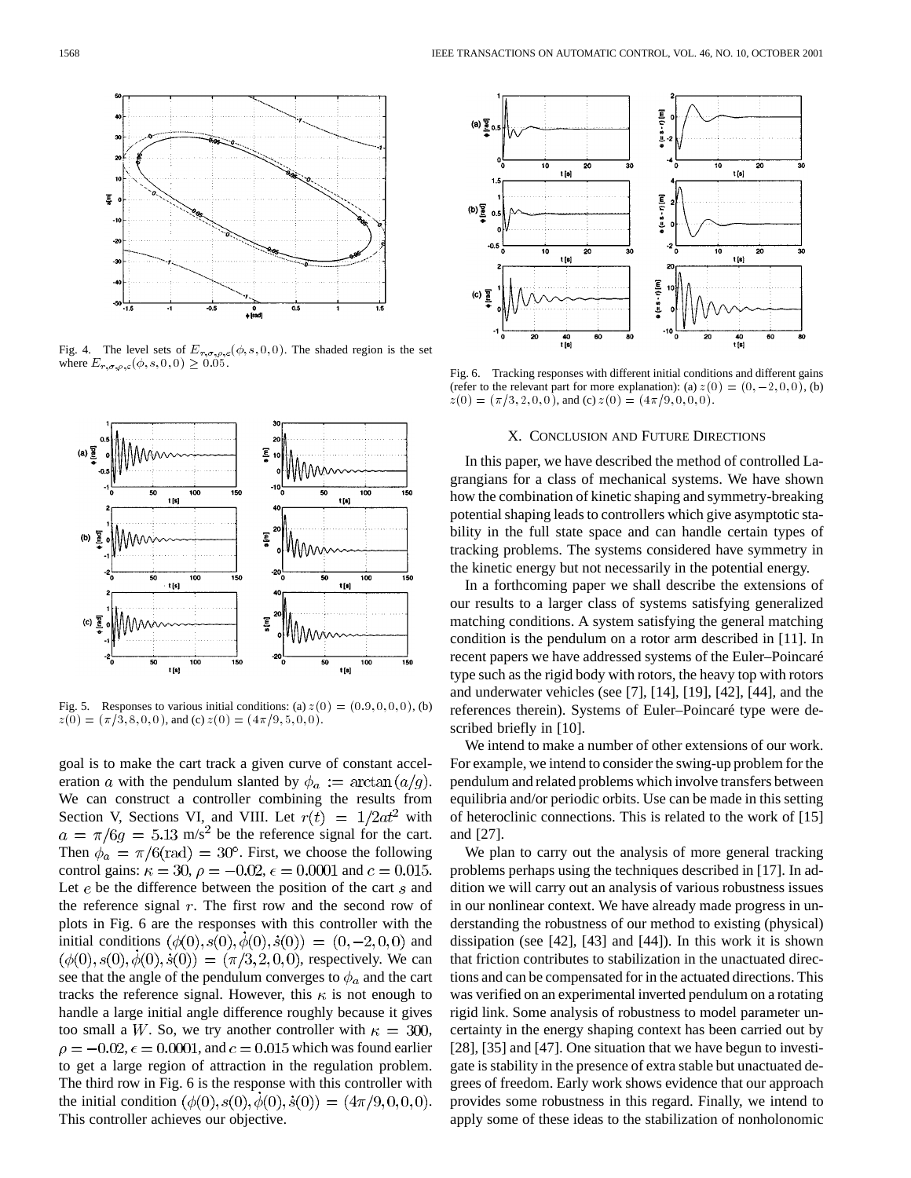Fig. 4. The level sets of $E_{\tau,\sigma,\rho,\epsilon}(\phi, s, 0, 0)$. The shaded region is the set where $E_{\tau,\sigma,\rho,\epsilon}(\phi, s, 0, 0) \geq 0.05$.

Fig. 5. Responses to various initial conditions: (a) $z(0) = (0.9, 0, 0, 0)$, (b) $z(0) = (\pi/3, 8, 0, 0)$, and (c) $z(0) = (4\pi/9, 5, 0, 0)$.

goal is to make the cart track a given curve of constant acceleration $a$ with the pendulum slanted by $\phi_a := \arctan(a/g)$. We can construct a controller combining the results from Section V, Sections VI, and VIII. Let $r(t) = 1/2at^2$ with $a = \pi/6g = 5.13$ m/s$^2$ be the reference signal for the cart. Then $\phi_a = \pi/6(\text{rad}) = 30°$. First, we choose the following control gains: $\kappa = 30$, $\rho = -0.02$, $\epsilon = 0.0001$ and $c = 0.015$. Let $e$ be the difference between the position of the cart $s$ and the reference signal $r$. The first row and the second row of plots in Fig. 6 are the responses with this controller with the initial conditions $(\phi(0), s(0), \dot{\phi}(0), \dot{s}(0)) = (0, -2, 0, 0)$ and $(\phi(0), s(0), \dot{\phi}(0), \dot{s}(0)) = (\pi/3, 2, 0, 0)$, respectively. We can see that the angle of the pendulum converges to $\phi_a$ and the cart tracks the reference signal. However, this $\kappa$ is not enough to handle a large initial angle difference roughly because it gives too small a $W$. So, we try another controller with $\kappa = 300$, $\rho = -0.02$, $\epsilon = 0.0001$, and $c = 0.015$ which was found earlier to get a large region of attraction in the regulation problem. The third row in Fig. 6 is the response with this controller with the initial condition $(\phi(0), s(0), \dot{\phi}(0), \dot{s}(0)) = (4\pi/9, 0, 0, 0)$. This controller achieves our objective.

Fig. 6. Tracking responses with different initial conditions and different gains (refer to the relevant part for more explanation): (a) $z(0) = (0, -2, 0, 0)$, (b) $z(0) = (\pi/3, 2, 0, 0)$, and (c) $z(0) = (4\pi/9, 0, 0, 0)$.

## X. Conclusion and Future Directions

In this paper, we have described the method of controlled Lagrangians for a class of mechanical systems. We have shown how the combination of kinetic shaping and symmetry-breaking potential shaping leads to controllers which give asymptotic stability in the full state space and can handle certain types of tracking problems. The systems considered have symmetry in the kinetic energy but not necessarily in the potential energy.

In a forthcoming paper we shall describe the extensions of our results to a larger class of systems satisfying generalized matching conditions. A system satisfying the general matching condition is the pendulum on a rotor arm described in [11]. In recent papers we have addressed systems of the Euler–Poincaré type such as the rigid body with rotors, the heavy top with rotors and underwater vehicles (see [7], [14], [19], [42], [44], and the references therein). Systems of Euler–Poincaré type were described briefly in [10].

We intend to make a number of other extensions of our work. For example, we intend to consider the swing-up problem for the pendulum and related problems which involve transfers between equilibria and/or periodic orbits. Use can be made in this setting of heteroclinic connections. This is related to the work of [15] and [27].

We plan to carry out the analysis of more general tracking problems perhaps using the techniques described in [17]. In addition we will carry out an analysis of various robustness issues in our nonlinear context. We have already made progress in understanding the robustness of our method to existing (physical) dissipation (see [42], [43] and [44]). In this work it is shown that friction contributes to stabilization in the unactuated directions and can be compensated for in the actuated directions. This was verified on an experimental inverted pendulum on a rotating rigid link. Some analysis of robustness to model parameter uncertainty in the energy shaping context has been carried out by [28], [35] and [47]. One situation that we have begun to investigate is stability in the presence of extra stable but unactuated degrees of freedom. Early work shows evidence that our approach provides some robustness in this regard. Finally, we intend to apply some of these ideas to the stabilization of nonholonomic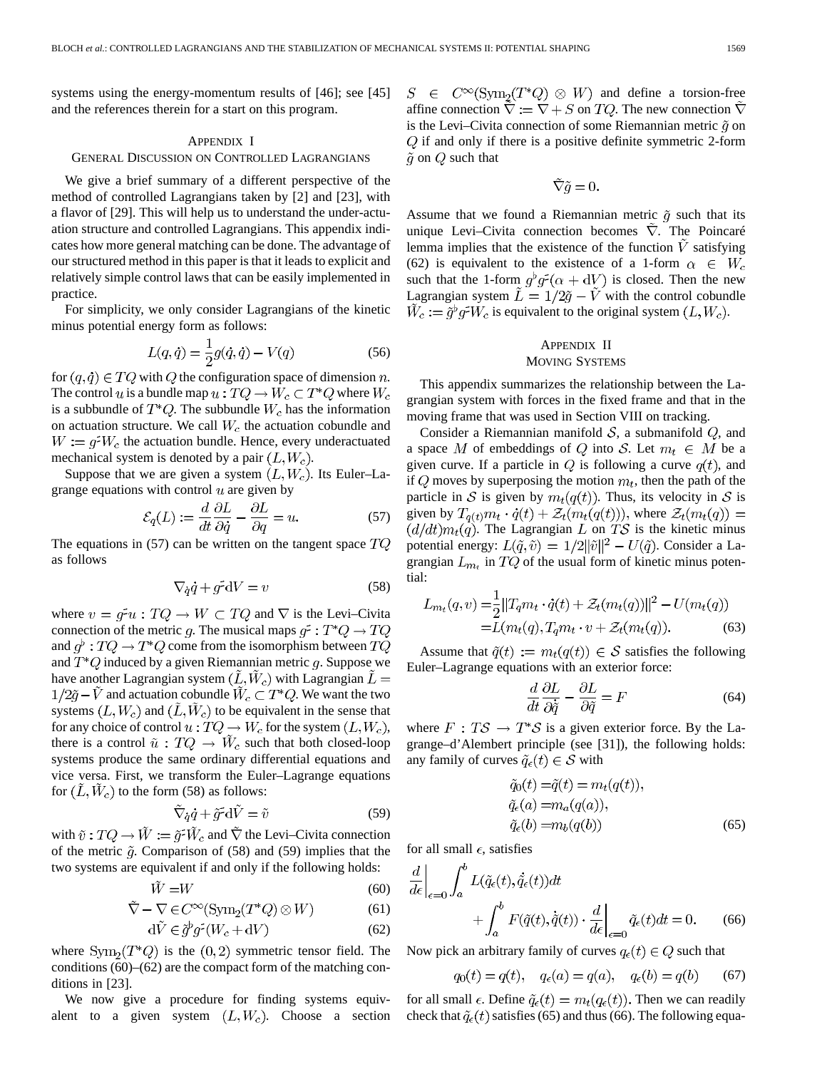systems using the energy-momentum results of [46]; see [45] and the references therein for a start on this program.

## Appendix I
## General Discussion on Controlled Lagrangians

We give a brief summary of a different perspective of the method of controlled Lagrangians taken by [2] and [23], with a flavor of [29]. This will help us to understand the under-actuation structure and controlled Lagrangians. This appendix indicates how more general matching can be done. The advantage of our structured method in this paper is that it leads to explicit and relatively simple control laws that can be easily implemented in practice.

For simplicity, we only consider Lagrangians of the kinetic minus potential energy form as follows:

$$L(q,\dot{q}) = \frac{1}{2}g(\dot{q},\dot{q}) - V(q) \tag{56}$$

for $(q,\dot{q}) \in TQ$ with $Q$ the configuration space of dimension $n$. The control $u$ is a bundle map $u : TQ \to W_c \subset T^*Q$ where $W_c$ is a subbundle of $T^*Q$. The subbundle $W_c$ has the information on actuation structure. We call $W_c$ the actuation cobundle and $W := g^\sharp W_c$ the actuation bundle. Hence, every underactuated mechanical system is denoted by a pair $(L, W_c)$.

Suppose that we are given a system $(L, W_c)$. Its Euler–Lagrange equations with control $u$ are given by

$$\mathcal{E}_q(L) := \frac{d}{dt}\frac{\partial L}{\partial \dot{q}} - \frac{\partial L}{\partial q} = u. \tag{57}$$

The equations in (57) can be written on the tangent space $TQ$ as follows

$$\nabla_{\dot{q}}\dot{q} + g^\sharp dV = v \tag{58}$$

where $v = g^\sharp u : TQ \to W \subset TQ$ and $\nabla$ is the Levi–Civita connection of the metric $g$. The musical maps $g^\sharp : T^*Q \to TQ$ and $g^\flat : TQ \to T^*Q$ come from the isomorphism between $TQ$ and $T^*Q$ induced by a given Riemannian metric $g$. Suppose we have another Lagrangian system $(\tilde{L}, \tilde{W}_c)$ with Lagrangian $\tilde{L} = 1/2\tilde{g} - \tilde{V}$ and actuation cobundle $\tilde{W}_c \subset T^*Q$. We want the two systems $(L, W_c)$ and $(\tilde{L}, \tilde{W}_c)$ to be equivalent in the sense that for any choice of control $u : TQ \to W_c$ for the system $(L, W_c)$, there is a control $\tilde{u} : TQ \to \tilde{W}_c$ such that both closed-loop systems produce the same ordinary differential equations and vice versa. First, we transform the Euler–Lagrange equations for $(\tilde{L}, \tilde{W}_c)$ to the form (58) as follows:

$$\tilde{\nabla}_{\dot{q}}\dot{q} + \tilde{g}^\sharp d\tilde{V} = \tilde{v} \tag{59}$$

with $\tilde{v} : TQ \to \tilde{W} := \tilde{g}^\sharp \tilde{W}_c$ and $\tilde{\nabla}$ the Levi–Civita connection of the metric $\tilde{g}$. Comparison of (58) and (59) implies that the two systems are equivalent if and only if the following holds:

$$\tilde{W} = W \tag{60}$$

$$\tilde{\nabla} - \nabla \in C^\infty(\mathrm{Sym}_2(T^*Q) \otimes W) \tag{61}$$

$$d\tilde{V} \in \tilde{g}^\flat g^\sharp (W_c + dV) \tag{62}$$

where $\mathrm{Sym}_2(T^*Q)$ is the $(0,2)$ symmetric tensor field. The conditions (60)–(62) are the compact form of the matching conditions in [23].

We now give a procedure for finding systems equivalent to a given system $(L, W_c)$. Choose a section $S \in C^\infty(\mathrm{Sym}_2(T^*Q) \otimes W)$ and define a torsion-free affine connection $\tilde{\nabla} := \nabla + S$ on $TQ$. The new connection $\tilde{\nabla}$ is the Levi–Civita connection of some Riemannian metric $\tilde{g}$ on $Q$ if and only if there is a positive definite symmetric 2-form $\tilde{g}$ on $Q$ such that

$$\tilde{\nabla}\tilde{g} = 0.$$

Assume that we found a Riemannian metric $\tilde{g}$ such that its unique Levi–Civita connection becomes $\tilde{\nabla}$. The Poincaré lemma implies that the existence of the function $\tilde{V}$ satisfying (62) is equivalent to the existence of a 1-form $\alpha \in W_c$ such that the 1-form $g^\flat g^\sharp(\alpha + dV)$ is closed. Then the new Lagrangian system $\tilde{L} = 1/2\tilde{g} - \tilde{V}$ with the control cobundle $\tilde{W}_c := \tilde{g}^\flat g^\sharp W_c$ is equivalent to the original system $(L, W_c)$.

## Appendix II
## Moving Systems

This appendix summarizes the relationship between the Lagrangian system with forces in the fixed frame and that in the moving frame that was used in Section VIII on tracking.

Consider a Riemannian manifold $\mathcal{S}$, a submanifold $Q$, and a space $M$ of embeddings of $Q$ into $\mathcal{S}$. Let $m_t \in M$ be a given curve. If a particle in $Q$ is following a curve $q(t)$, and if $Q$ moves by superposing the motion $m_t$, then the path of the particle in $\mathcal{S}$ is given by $m_t(q(t))$. Thus, its velocity in $\mathcal{S}$ is given by $T_{q(t)}m_t \cdot \dot{q}(t) + \mathcal{Z}_t(m_t(q(t)))$, where $\mathcal{Z}_t(m_t(q)) = (d/dt)m_t(q)$. The Lagrangian $L$ on $T\mathcal{S}$ is the kinetic minus potential energy: $L(\tilde{q}, \tilde{v}) = 1/2\|\tilde{v}\|^2 - U(\tilde{q})$. Consider a Lagrangian $L_{m_t}$ in $TQ$ of the usual form of kinetic minus potential:

$$\begin{aligned} L_{m_t}(q,v) &= \frac{1}{2}\|T_q m_t \cdot \dot{q}(t) + \mathcal{Z}_t(m_t(q))\|^2 - U(m_t(q)) \\ &= L(m_t(q), T_q m_t \cdot v + \mathcal{Z}_t(m_t(q))). \end{aligned} \tag{63}$$

Assume that $\tilde{q}(t) := m_t(q(t)) \in \mathcal{S}$ satisfies the following Euler–Lagrange equations with an exterior force:

$$\frac{d}{dt}\frac{\partial L}{\partial \dot{\tilde{q}}} - \frac{\partial L}{\partial \tilde{q}} = F \tag{64}$$

where $F : T\mathcal{S} \to T^*\mathcal{S}$ is a given exterior force. By the Lagrange–d'Alembert principle (see [31]), the following holds: any family of curves $\tilde{q}_\epsilon(t) \in \mathcal{S}$ with

$$\begin{aligned} \tilde{q}_0(t) &= \tilde{q}(t) = m_t(q(t)), \\ \tilde{q}_\epsilon(a) &= m_a(q(a)), \\ \tilde{q}_\epsilon(b) &= m_b(q(b)) \end{aligned} \tag{65}$$

for all small $\epsilon$, satisfies

$$\left.\frac{d}{d\epsilon}\right|_{\epsilon=0} \int_a^b L(\tilde{q}_\epsilon(t), \dot{\tilde{q}}_\epsilon(t))dt + \int_a^b F(\tilde{q}(t), \dot{\tilde{q}}(t)) \cdot \left.\frac{d}{d\epsilon}\right|_{\epsilon=0} \tilde{q}_\epsilon(t)dt = 0. \tag{66}$$

Now pick an arbitrary family of curves $q_\epsilon(t) \in Q$ such that

$$q_0(t) = q(t), \quad q_\epsilon(a) = q(a), \quad q_\epsilon(b) = q(b) \tag{67}$$

for all small $\epsilon$. Define $\tilde{q}_\epsilon(t) = m_t(q_\epsilon(t))$. Then we can readily check that $\tilde{q}_\epsilon(t)$ satisfies (65) and thus (66). The following equa-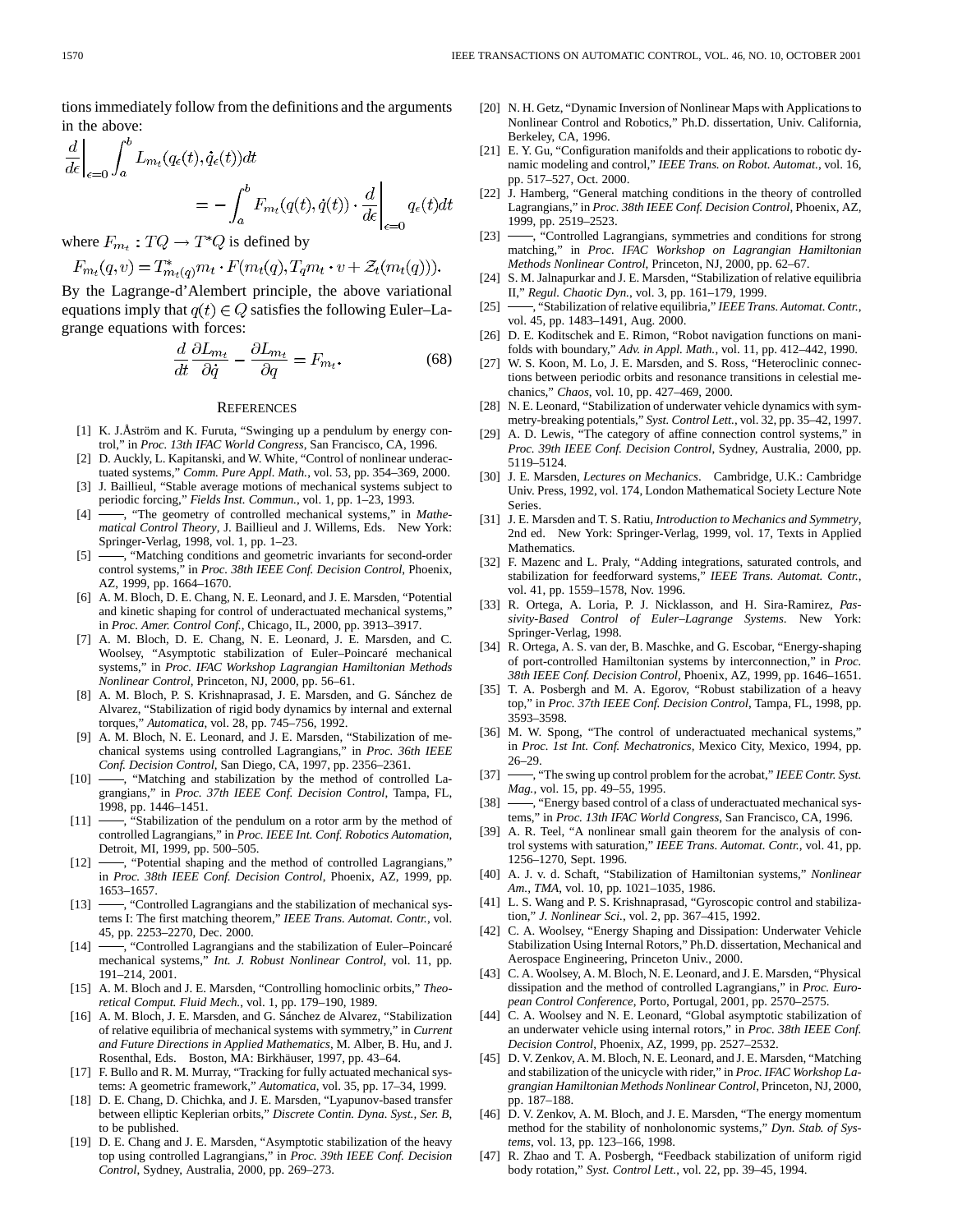tions immediately follow from the definitions and the arguments in the above:

$$\frac{d}{d\epsilon}\bigg|_{\epsilon=0} \int_a^b L_{m_t}(q_\epsilon(t), \dot{q}_\epsilon(t))dt = -\int_a^b F_{m_t}(q(t), \dot{q}(t)) \cdot \frac{d}{d\epsilon}\bigg|_{\epsilon=0} q_\epsilon(t)dt$$

where $F_{m_t} : TQ \to T^*Q$ is defined by

$$F_{m_t}(q, v) = T^*_{m_t(q)} m_t \cdot F(m_t(q), T_q m_t \cdot v + \mathcal{Z}_t(m_t(q))).$$

By the Lagrange-d'Alembert principle, the above variational equations imply that $q(t) \in Q$ satisfies the following Euler–Lagrange equations with forces:

$$\frac{d}{dt}\frac{\partial L_{m_t}}{\partial \dot{q}} - \frac{\partial L_{m_t}}{\partial q} = F_{m_t}. \tag{68}$$

## References

[1] K. J.Åström and K. Furuta, "Swinging up a pendulum by energy control," in *Proc. 13th IFAC World Congress*, San Francisco, CA, 1996.

[2] D. Auckly, L. Kapitanski, and W. White, "Control of nonlinear underactuated systems," *Comm. Pure Appl. Math.*, vol. 53, pp. 354–369, 2000.

[3] J. Baillieul, "Stable average motions of mechanical systems subject to periodic forcing," *Fields Inst. Commun.*, vol. 1, pp. 1–23, 1993.

[4] ——, "The geometry of controlled mechanical systems," in *Mathematical Control Theory*, J. Baillieul and J. Willems, Eds. New York: Springer-Verlag, 1998, vol. 1, pp. 1–23.

[5] ——, "Matching conditions and geometric invariants for second-order control systems," in *Proc. 38th IEEE Conf. Decision Control*, Phoenix, AZ, 1999, pp. 1664–1670.

[6] A. M. Bloch, D. E. Chang, N. E. Leonard, and J. E. Marsden, "Potential and kinetic shaping for control of underactuated mechanical systems," in *Proc. Amer. Control Conf.*, Chicago, IL, 2000, pp. 3913–3917.

[7] A. M. Bloch, D. E. Chang, N. E. Leonard, J. E. Marsden, and C. Woolsey, "Asymptotic stabilization of Euler–Poincaré mechanical systems," in *Proc. IFAC Workshop Lagrangian Hamiltonian Methods Nonlinear Control*, Princeton, NJ, 2000, pp. 56–61.

[8] A. M. Bloch, P. S. Krishnaprasad, J. E. Marsden, and G. Sánchez de Alvarez, "Stabilization of rigid body dynamics by internal and external torques," *Automatica*, vol. 28, pp. 745–756, 1992.

[9] A. M. Bloch, N. E. Leonard, and J. E. Marsden, "Stabilization of mechanical systems using controlled Lagrangians," in *Proc. 36th IEEE Conf. Decision Control*, San Diego, CA, 1997, pp. 2356–2361.

[10] ——, "Matching and stabilization by the method of controlled Lagrangians," in *Proc. 37th IEEE Conf. Decision Control*, Tampa, FL, 1998, pp. 1446–1451.

[11] ——, "Stabilization of the pendulum on a rotor arm by the method of controlled Lagrangians," in *Proc. IEEE Int. Conf. Robotics Automation*, Detroit, MI, 1999, pp. 500–505.

[12] ——, "Potential shaping and the method of controlled Lagrangians," in *Proc. 38th IEEE Conf. Decision Control*, Phoenix, AZ, 1999, pp. 1653–1657.

[13] ——, "Controlled Lagrangians and the stabilization of mechanical systems I: The first matching theorem," *IEEE Trans. Automat. Contr.*, vol. 45, pp. 2253–2270, Dec. 2000.

[14] ——, "Controlled Lagrangians and the stabilization of Euler–Poincaré mechanical systems," *Int. J. Robust Nonlinear Control*, vol. 11, pp. 191–214, 2001.

[15] A. M. Bloch and J. E. Marsden, "Controlling homoclinic orbits," *Theoretical Comput. Fluid Mech.*, vol. 1, pp. 179–190, 1989.

[16] A. M. Bloch, J. E. Marsden, and G. Sánchez de Alvarez, "Stabilization of relative equilibria of mechanical systems with symmetry," in *Current and Future Directions in Applied Mathematics*, M. Alber, B. Hu, and J. Rosenthal, Eds. Boston, MA: Birkhäuser, 1997, pp. 43–64.

[17] F. Bullo and R. M. Murray, "Tracking for fully actuated mechanical systems: A geometric framework," *Automatica*, vol. 35, pp. 17–34, 1999.

[18] D. E. Chang, D. Chichka, and J. E. Marsden, "Lyapunov-based transfer between elliptic Keplerian orbits," *Discrete Contin. Dyna. Syst., Ser. B*, to be published.

[19] D. E. Chang and J. E. Marsden, "Asymptotic stabilization of the heavy top using controlled Lagrangians," in *Proc. 39th IEEE Conf. Decision Control*, Sydney, Australia, 2000, pp. 269–273.

[20] N. H. Getz, "Dynamic Inversion of Nonlinear Maps with Applications to Nonlinear Control and Robotics," Ph.D. dissertation, Univ. California, Berkeley, CA, 1996.

[21] E. Y. Gu, "Configuration manifolds and their applications to robotic dynamic modeling and control," *IEEE Trans. on Robot. Automat.*, vol. 16, pp. 517–527, Oct. 2000.

[22] J. Hamberg, "General matching conditions in the theory of controlled Lagrangians," in *Proc. 38th IEEE Conf. Decision Control*, Phoenix, AZ, 1999, pp. 2519–2523.

[23] ——, "Controlled Lagrangians, symmetries and conditions for strong matching," in *Proc. IFAC Workshop on Lagrangian Hamiltonian Methods Nonlinear Control*, Princeton, NJ, 2000, pp. 62–67.

[24] S. M. Jalnapurkar and J. E. Marsden, "Stabilization of relative equilibria II," *Regul. Chaotic Dyn.*, vol. 3, pp. 161–179, 1999.

[25] ——, "Stabilization of relative equilibria," *IEEE Trans. Automat. Contr.*, vol. 45, pp. 1483–1491, Aug. 2000.

[26] D. E. Koditschek and E. Rimon, "Robot navigation functions on manifolds with boundary," *Adv. in Appl. Math.*, vol. 11, pp. 412–442, 1990.

[27] W. S. Koon, M. Lo, J. E. Marsden, and S. Ross, "Heteroclinic connections between periodic orbits and resonance transitions in celestial mechanics," *Chaos*, vol. 10, pp. 427–469, 2000.

[28] N. E. Leonard, "Stabilization of underwater vehicle dynamics with symmetry-breaking potentials," *Syst. Control Lett.*, vol. 32, pp. 35–42, 1997.

[29] A. D. Lewis, "The category of affine connection control systems," in *Proc. 39th IEEE Conf. Decision Control*, Sydney, Australia, 2000, pp. 5119–5124.

[30] J. E. Marsden, *Lectures on Mechanics*. Cambridge, U.K.: Cambridge Univ. Press, 1992, vol. 174, London Mathematical Society Lecture Note Series.

[31] J. E. Marsden and T. S. Ratiu, *Introduction to Mechanics and Symmetry*, 2nd ed. New York: Springer-Verlag, 1999, vol. 17, Texts in Applied Mathematics.

[32] F. Mazenc and L. Praly, "Adding integrations, saturated controls, and stabilization for feedforward systems," *IEEE Trans. Automat. Contr.*, vol. 41, pp. 1559–1578, Nov. 1996.

[33] R. Ortega, A. Loria, P. J. Nicklasson, and H. Sira-Ramirez, *Passivity-Based Control of Euler–Lagrange Systems*. New York: Springer-Verlag, 1998.

[34] R. Ortega, A. S. van der, B. Maschke, and G. Escobar, "Energy-shaping of port-controlled Hamiltonian systems by interconnection," in *Proc. 38th IEEE Conf. Decision Control*, Phoenix, AZ, 1999, pp. 1646–1651.

[35] T. A. Posbergh and M. A. Egorov, "Robust stabilization of a heavy top," in *Proc. 37th IEEE Conf. Decision Control*, Tampa, FL, 1998, pp. 3593–3598.

[36] M. W. Spong, "The control of underactuated mechanical systems," in *Proc. 1st Int. Conf. Mechatronics*, Mexico City, Mexico, 1994, pp. 26–29.

[37] ——, "The swing up control problem for the acrobat," *IEEE Contr. Syst. Mag.*, vol. 15, pp. 49–55, 1995.

[38] ——, "Energy based control of a class of underactuated mechanical systems," in *Proc. 13th IFAC World Congress*, San Francisco, CA, 1996.

[39] A. R. Teel, "A nonlinear small gain theorem for the analysis of control systems with saturation," *IEEE Trans. Automat. Contr.*, vol. 41, pp. 1256–1270, Sept. 1996.

[40] A. J. v. d. Schaft, "Stabilization of Hamiltonian systems," *Nonlinear Am., TMA*, vol. 10, pp. 1021–1035, 1986.

[41] L. S. Wang and P. S. Krishnaprasad, "Gyroscopic control and stabilization," *J. Nonlinear Sci.*, vol. 2, pp. 367–415, 1992.

[42] C. A. Woolsey, "Energy Shaping and Dissipation: Underwater Vehicle Stabilization Using Internal Rotors," Ph.D. dissertation, Mechanical and Aerospace Engineering, Princeton Univ., 2000.

[43] C. A. Woolsey, A. M. Bloch, N. E. Leonard, and J. E. Marsden, "Physical dissipation and the method of controlled Lagrangians," in *Proc. European Control Conference*, Porto, Portugal, 2001, pp. 2570–2575.

[44] C. A. Woolsey and N. E. Leonard, "Global asymptotic stabilization of an underwater vehicle using internal rotors," in *Proc. 38th IEEE Conf. Decision Control*, Phoenix, AZ, 1999, pp. 2527–2532.

[45] D. V. Zenkov, A. M. Bloch, N. E. Leonard, and J. E. Marsden, "Matching and stabilization of the unicycle with rider," in *Proc. IFAC Workshop Lagrangian Hamiltonian Methods Nonlinear Control*, Princeton, NJ, 2000, pp. 187–188.

[46] D. V. Zenkov, A. M. Bloch, and J. E. Marsden, "The energy momentum method for the stability of nonholonomic systems," *Dyn. Stab. of Systems*, vol. 13, pp. 123–166, 1998.

[47] R. Zhao and T. A. Posbergh, "Feedback stabilization of uniform rigid body rotation," *Syst. Control Lett.*, vol. 22, pp. 39–45, 1994.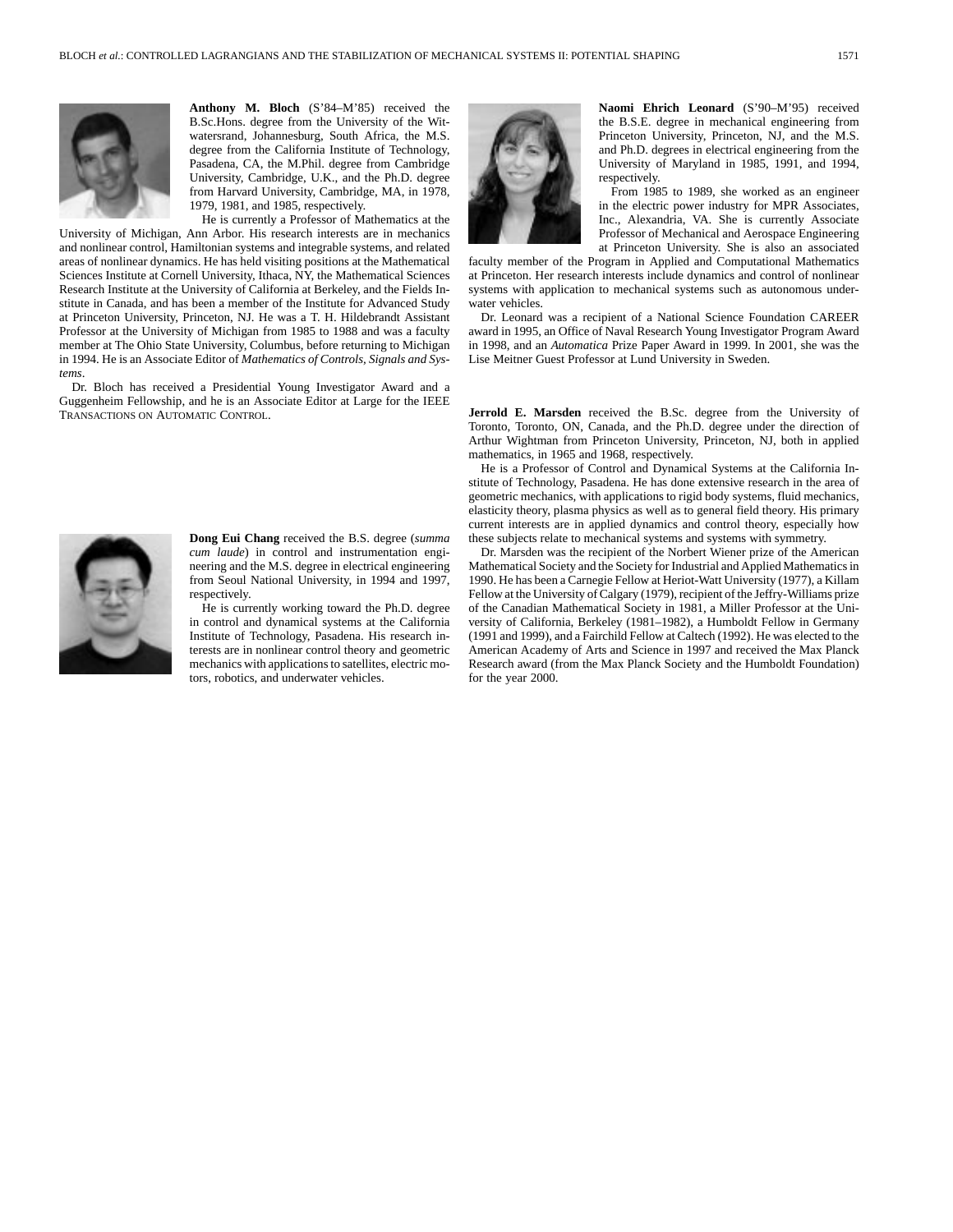**Anthony M. Bloch** (S'84–M'85) received the B.Sc.Hons. degree from the University of the Witwatersrand, Johannesburg, South Africa, the M.S. degree from the California Institute of Technology, Pasadena, CA, the M.Phil. degree from Cambridge University, Cambridge, U.K., and the Ph.D. degree from Harvard University, Cambridge, MA, in 1978, 1979, 1981, and 1985, respectively.

He is currently a Professor of Mathematics at the University of Michigan, Ann Arbor. His research interests are in mechanics and nonlinear control, Hamiltonian systems and integrable systems, and related areas of nonlinear dynamics. He has held visiting positions at the Mathematical Sciences Institute at Cornell University, Ithaca, NY, the Mathematical Sciences Research Institute at the University of California at Berkeley, and the Fields Institute in Canada, and has been a member of the Institute for Advanced Study at Princeton University, Princeton, NJ. He was a T. H. Hildebrandt Assistant Professor at the University of Michigan from 1985 to 1988 and was a faculty member at The Ohio State University, Columbus, before returning to Michigan in 1994. He is an Associate Editor of *Mathematics of Controls, Signals and Systems*.

Dr. Bloch has received a Presidential Young Investigator Award and a Guggenheim Fellowship, and he is an Associate Editor at Large for the IEEE TRANSACTIONS ON AUTOMATIC CONTROL.

**Dong Eui Chang** received the B.S. degree (*summa cum laude*) in control and instrumentation engineering and the M.S. degree in electrical engineering from Seoul National University, in 1994 and 1997, respectively.

He is currently working toward the Ph.D. degree in control and dynamical systems at the California Institute of Technology, Pasadena. His research interests are in nonlinear control theory and geometric mechanics with applications to satellites, electric motors, robotics, and underwater vehicles.

**Naomi Ehrich Leonard** (S'90–M'95) received the B.S.E. degree in mechanical engineering from Princeton University, Princeton, NJ, and the M.S. and Ph.D. degrees in electrical engineering from the University of Maryland in 1985, 1991, and 1994, respectively.

From 1985 to 1989, she worked as an engineer in the electric power industry for MPR Associates, Inc., Alexandria, VA. She is currently Associate Professor of Mechanical and Aerospace Engineering at Princeton University. She is also an associated faculty member of the Program in Applied and Computational Mathematics at Princeton. Her research interests include dynamics and control of nonlinear systems with application to mechanical systems such as autonomous underwater vehicles.

Dr. Leonard was a recipient of a National Science Foundation CAREER award in 1995, an Office of Naval Research Young Investigator Program Award in 1998, and an *Automatica* Prize Paper Award in 1999. In 2001, she was the Lise Meitner Guest Professor at Lund University in Sweden.

**Jerrold E. Marsden** received the B.Sc. degree from the University of Toronto, Toronto, ON, Canada, and the Ph.D. degree under the direction of Arthur Wightman from Princeton University, Princeton, NJ, both in applied mathematics, in 1965 and 1968, respectively.

He is a Professor of Control and Dynamical Systems at the California Institute of Technology, Pasadena. He has done extensive research in the area of geometric mechanics, with applications to rigid body systems, fluid mechanics, elasticity theory, plasma physics as well as to general field theory. His primary current interests are in applied dynamics and control theory, especially how these subjects relate to mechanical systems and systems with symmetry.

Dr. Marsden was the recipient of the Norbert Wiener prize of the American Mathematical Society and the Society for Industrial and Applied Mathematics in 1990. He has been a Carnegie Fellow at Heriot-Watt University (1977), a Killam Fellow at the University of Calgary (1979), recipient of the Jeffry-Williams prize of the Canadian Mathematical Society in 1981, a Miller Professor at the University of California, Berkeley (1981–1982), a Humboldt Fellow in Germany (1991 and 1999), and a Fairchild Fellow at Caltech (1992). He was elected to the American Academy of Arts and Science in 1997 and received the Max Planck Research award (from the Max Planck Society and the Humboldt Foundation) for the year 2000.